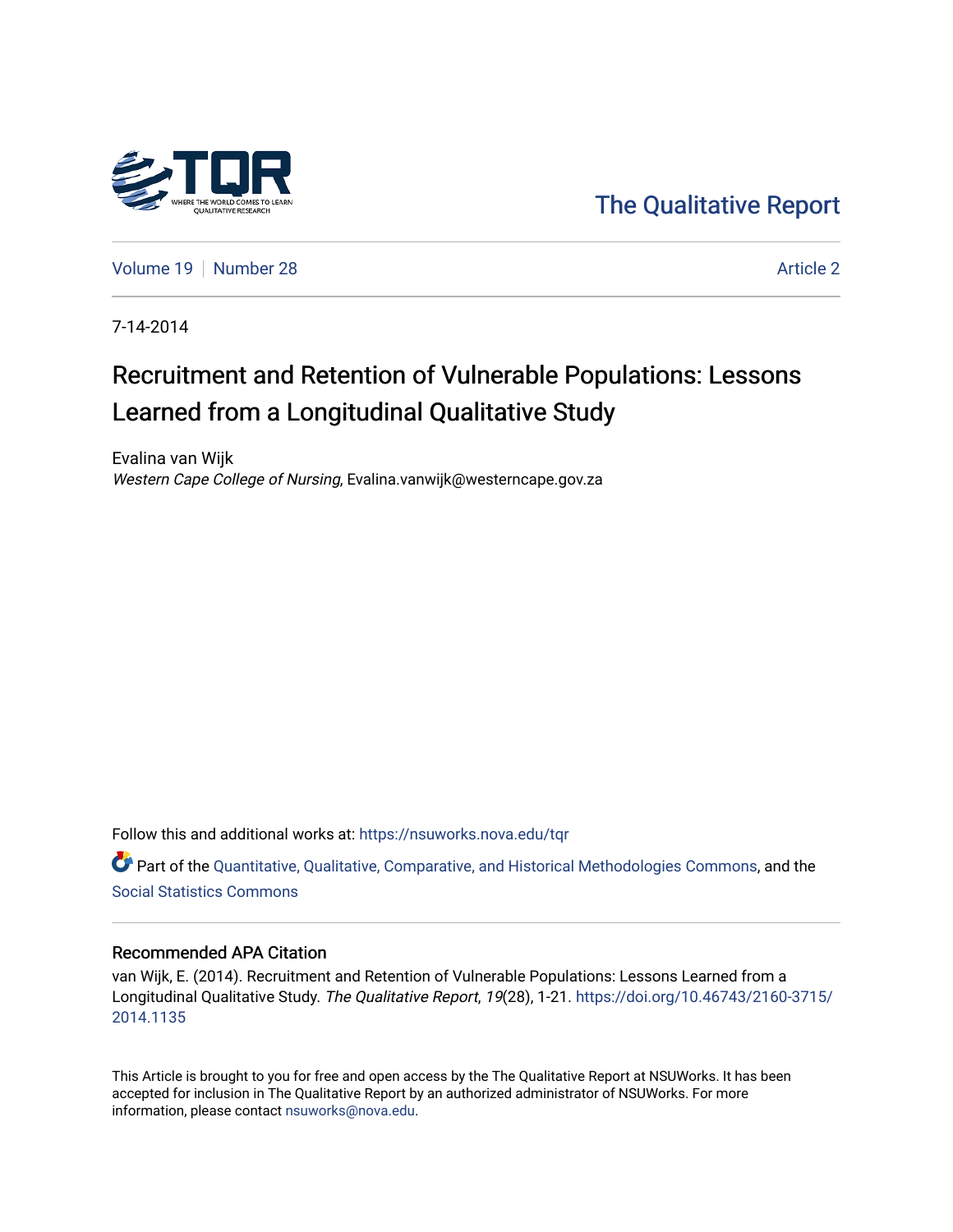The Qualitative Report

Volume 19 | Number 28 | Article 2

7-14-2014

# Recruitment and Retention of Vulnerable Populations: Lessons Learned from a Longitudinal Qualitative Study

Evalina van Wijk
*Western Cape College of Nursing*, Evalina.vanwijk@westerncape.gov.za

Follow this and additional works at: https://nsuworks.nova.edu/tqr

Part of the Quantitative, Qualitative, Comparative, and Historical Methodologies Commons, and the Social Statistics Commons

## Recommended APA Citation

van Wijk, E. (2014). Recruitment and Retention of Vulnerable Populations: Lessons Learned from a Longitudinal Qualitative Study. *The Qualitative Report*, *19*(28), 1-21. https://doi.org/10.46743/2160-3715/2014.1135

This Article is brought to you for free and open access by the The Qualitative Report at NSUWorks. It has been accepted for inclusion in The Qualitative Report by an authorized administrator of NSUWorks. For more information, please contact nsuworks@nova.edu.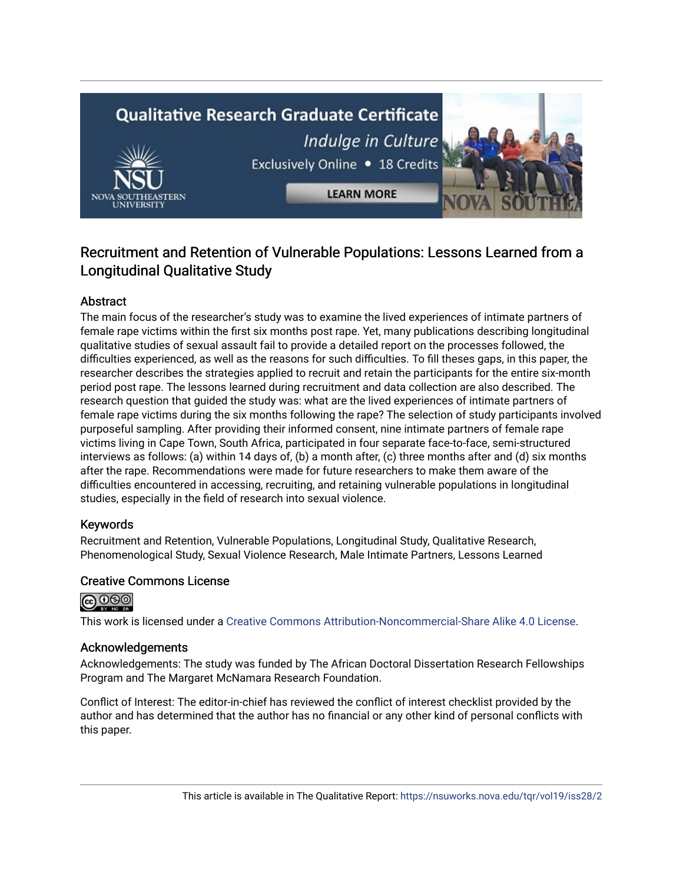# Recruitment and Retention of Vulnerable Populations: Lessons Learned from a Longitudinal Qualitative Study

## Abstract

The main focus of the researcher's study was to examine the lived experiences of intimate partners of female rape victims within the first six months post rape. Yet, many publications describing longitudinal qualitative studies of sexual assault fail to provide a detailed report on the processes followed, the difficulties experienced, as well as the reasons for such difficulties. To fill theses gaps, in this paper, the researcher describes the strategies applied to recruit and retain the participants for the entire six-month period post rape. The lessons learned during recruitment and data collection are also described. The research question that guided the study was: what are the lived experiences of intimate partners of female rape victims during the six months following the rape? The selection of study participants involved purposeful sampling. After providing their informed consent, nine intimate partners of female rape victims living in Cape Town, South Africa, participated in four separate face-to-face, semi-structured interviews as follows: (a) within 14 days of, (b) a month after, (c) three months after and (d) six months after the rape. Recommendations were made for future researchers to make them aware of the difficulties encountered in accessing, recruiting, and retaining vulnerable populations in longitudinal studies, especially in the field of research into sexual violence.

## Keywords

Recruitment and Retention, Vulnerable Populations, Longitudinal Study, Qualitative Research, Phenomenological Study, Sexual Violence Research, Male Intimate Partners, Lessons Learned

## Creative Commons License

This work is licensed under a Creative Commons Attribution-Noncommercial-Share Alike 4.0 License.

## Acknowledgements

Acknowledgements: The study was funded by The African Doctoral Dissertation Research Fellowships Program and The Margaret McNamara Research Foundation.

Conflict of Interest: The editor-in-chief has reviewed the conflict of interest checklist provided by the author and has determined that the author has no financial or any other kind of personal conflicts with this paper.

This article is available in The Qualitative Report: https://nsuworks.nova.edu/tqr/vol19/iss28/2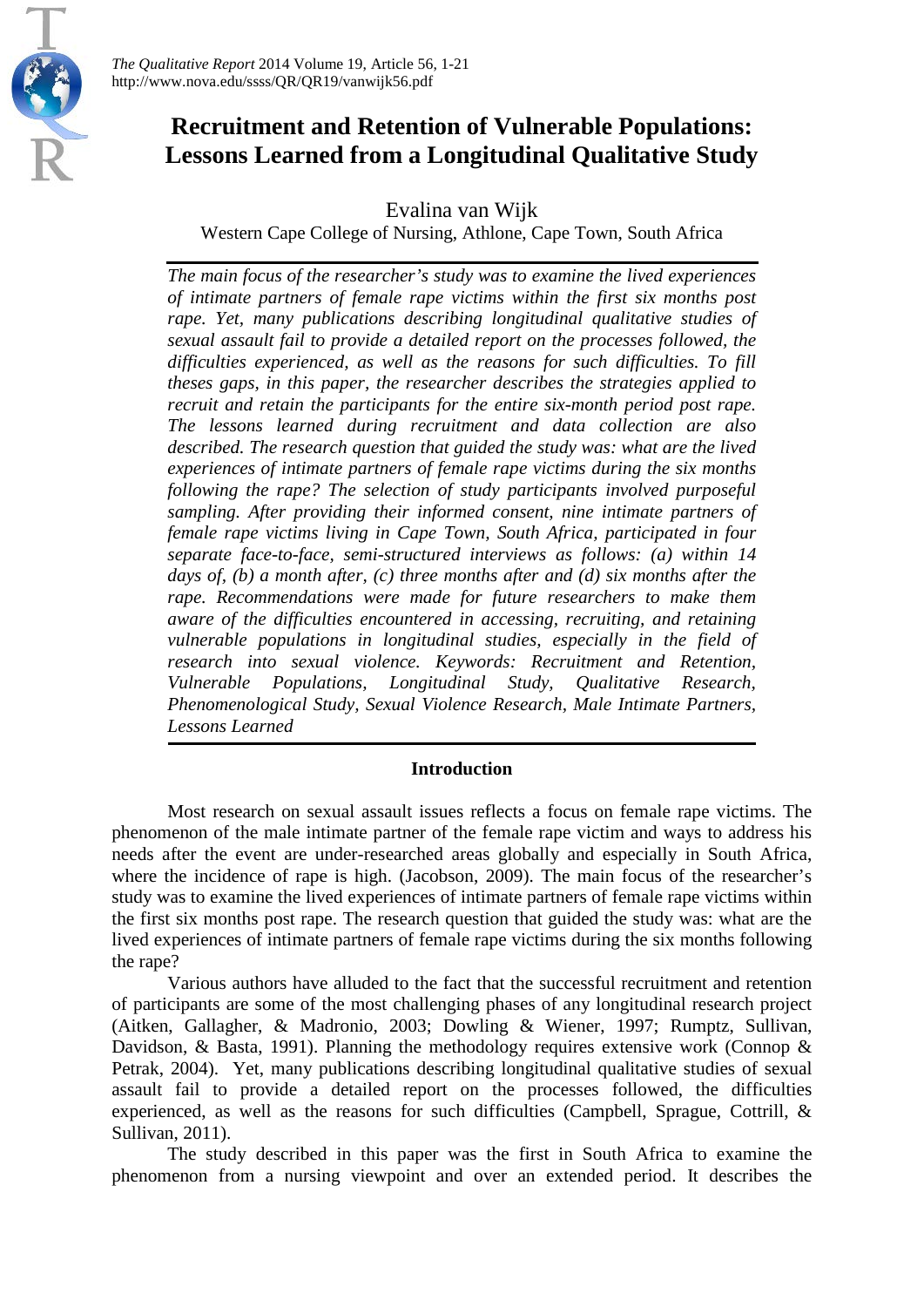*The Qualitative Report* 2014 Volume 19, Article 56, 1-21
http://www.nova.edu/ssss/QR/QR19/vanwijk56.pdf

# Recruitment and Retention of Vulnerable Populations: Lessons Learned from a Longitudinal Qualitative Study

Evalina van Wijk
Western Cape College of Nursing, Athlone, Cape Town, South Africa

*The main focus of the researcher's study was to examine the lived experiences of intimate partners of female rape victims within the first six months post rape. Yet, many publications describing longitudinal qualitative studies of sexual assault fail to provide a detailed report on the processes followed, the difficulties experienced, as well as the reasons for such difficulties. To fill theses gaps, in this paper, the researcher describes the strategies applied to recruit and retain the participants for the entire six-month period post rape. The lessons learned during recruitment and data collection are also described. The research question that guided the study was: what are the lived experiences of intimate partners of female rape victims during the six months following the rape? The selection of study participants involved purposeful sampling. After providing their informed consent, nine intimate partners of female rape victims living in Cape Town, South Africa, participated in four separate face-to-face, semi-structured interviews as follows: (a) within 14 days of, (b) a month after, (c) three months after and (d) six months after the rape. Recommendations were made for future researchers to make them aware of the difficulties encountered in accessing, recruiting, and retaining vulnerable populations in longitudinal studies, especially in the field of research into sexual violence. Keywords: Recruitment and Retention, Vulnerable Populations, Longitudinal Study, Qualitative Research, Phenomenological Study, Sexual Violence Research, Male Intimate Partners, Lessons Learned*

## Introduction

Most research on sexual assault issues reflects a focus on female rape victims. The phenomenon of the male intimate partner of the female rape victim and ways to address his needs after the event are under-researched areas globally and especially in South Africa, where the incidence of rape is high. (Jacobson, 2009). The main focus of the researcher's study was to examine the lived experiences of intimate partners of female rape victims within the first six months post rape. The research question that guided the study was: what are the lived experiences of intimate partners of female rape victims during the six months following the rape?

Various authors have alluded to the fact that the successful recruitment and retention of participants are some of the most challenging phases of any longitudinal research project (Aitken, Gallagher, & Madronio, 2003; Dowling & Wiener, 1997; Rumptz, Sullivan, Davidson, & Basta, 1991). Planning the methodology requires extensive work (Connop & Petrak, 2004). Yet, many publications describing longitudinal qualitative studies of sexual assault fail to provide a detailed report on the processes followed, the difficulties experienced, as well as the reasons for such difficulties (Campbell, Sprague, Cottrill, & Sullivan, 2011).

The study described in this paper was the first in South Africa to examine the phenomenon from a nursing viewpoint and over an extended period. It describes the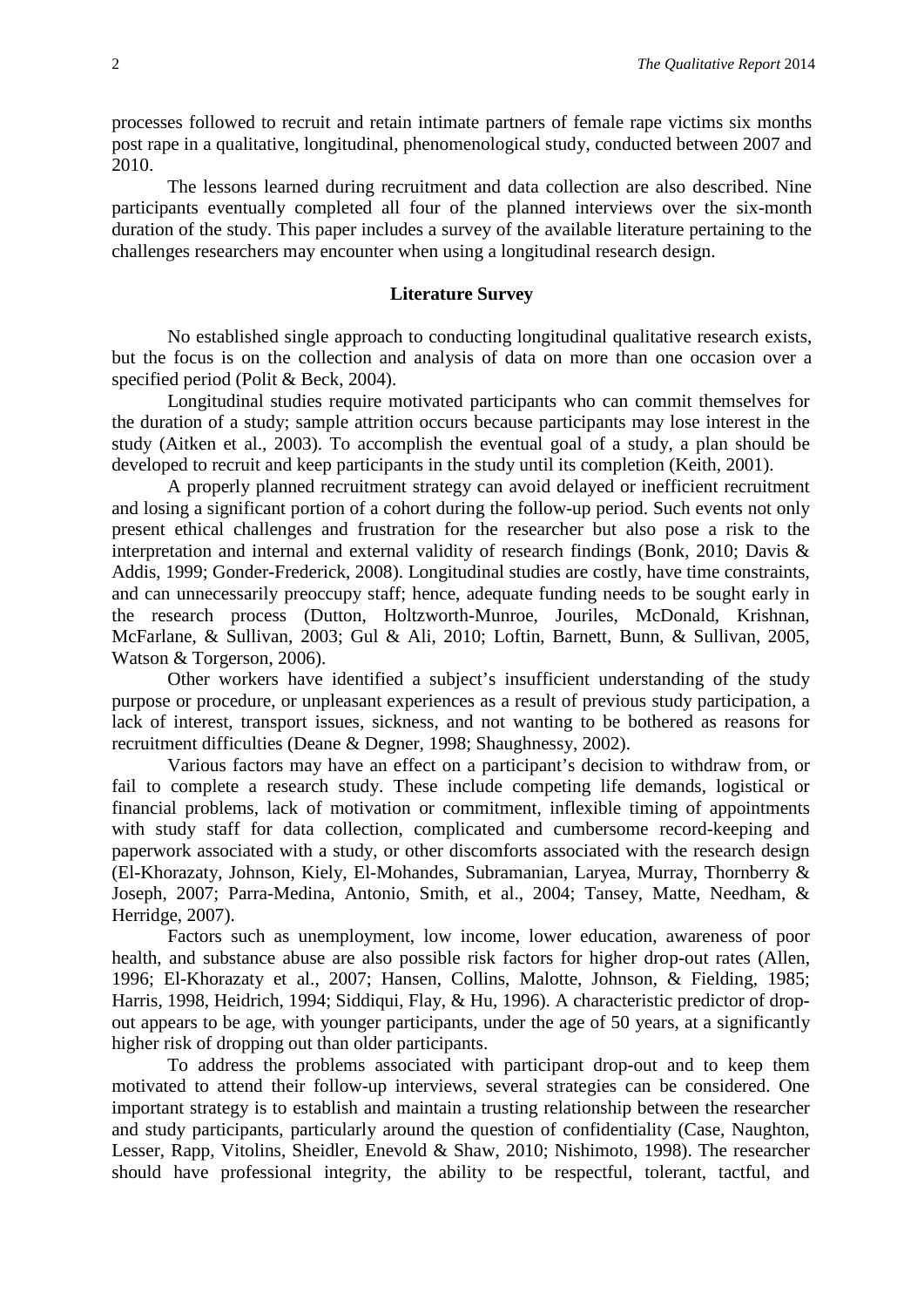processes followed to recruit and retain intimate partners of female rape victims six months post rape in a qualitative, longitudinal, phenomenological study, conducted between 2007 and 2010.

The lessons learned during recruitment and data collection are also described. Nine participants eventually completed all four of the planned interviews over the six-month duration of the study. This paper includes a survey of the available literature pertaining to the challenges researchers may encounter when using a longitudinal research design.

## Literature Survey

No established single approach to conducting longitudinal qualitative research exists, but the focus is on the collection and analysis of data on more than one occasion over a specified period (Polit & Beck, 2004).

Longitudinal studies require motivated participants who can commit themselves for the duration of a study; sample attrition occurs because participants may lose interest in the study (Aitken et al., 2003). To accomplish the eventual goal of a study, a plan should be developed to recruit and keep participants in the study until its completion (Keith, 2001).

A properly planned recruitment strategy can avoid delayed or inefficient recruitment and losing a significant portion of a cohort during the follow-up period. Such events not only present ethical challenges and frustration for the researcher but also pose a risk to the interpretation and internal and external validity of research findings (Bonk, 2010; Davis & Addis, 1999; Gonder-Frederick, 2008). Longitudinal studies are costly, have time constraints, and can unnecessarily preoccupy staff; hence, adequate funding needs to be sought early in the research process (Dutton, Holtzworth-Munroe, Jouriles, McDonald, Krishnan, McFarlane, & Sullivan, 2003; Gul & Ali, 2010; Loftin, Barnett, Bunn, & Sullivan, 2005, Watson & Torgerson, 2006).

Other workers have identified a subject's insufficient understanding of the study purpose or procedure, or unpleasant experiences as a result of previous study participation, a lack of interest, transport issues, sickness, and not wanting to be bothered as reasons for recruitment difficulties (Deane & Degner, 1998; Shaughnessy, 2002).

Various factors may have an effect on a participant's decision to withdraw from, or fail to complete a research study. These include competing life demands, logistical or financial problems, lack of motivation or commitment, inflexible timing of appointments with study staff for data collection, complicated and cumbersome record-keeping and paperwork associated with a study, or other discomforts associated with the research design (El-Khorazaty, Johnson, Kiely, El-Mohandes, Subramanian, Laryea, Murray, Thornberry & Joseph, 2007; Parra-Medina, Antonio, Smith, et al., 2004; Tansey, Matte, Needham, & Herridge, 2007).

Factors such as unemployment, low income, lower education, awareness of poor health, and substance abuse are also possible risk factors for higher drop-out rates (Allen, 1996; El-Khorazaty et al., 2007; Hansen, Collins, Malotte, Johnson, & Fielding, 1985; Harris, 1998, Heidrich, 1994; Siddiqui, Flay, & Hu, 1996). A characteristic predictor of drop-out appears to be age, with younger participants, under the age of 50 years, at a significantly higher risk of dropping out than older participants.

To address the problems associated with participant drop-out and to keep them motivated to attend their follow-up interviews, several strategies can be considered. One important strategy is to establish and maintain a trusting relationship between the researcher and study participants, particularly around the question of confidentiality (Case, Naughton, Lesser, Rapp, Vitolins, Sheidler, Enevold & Shaw, 2010; Nishimoto, 1998). The researcher should have professional integrity, the ability to be respectful, tolerant, tactful, and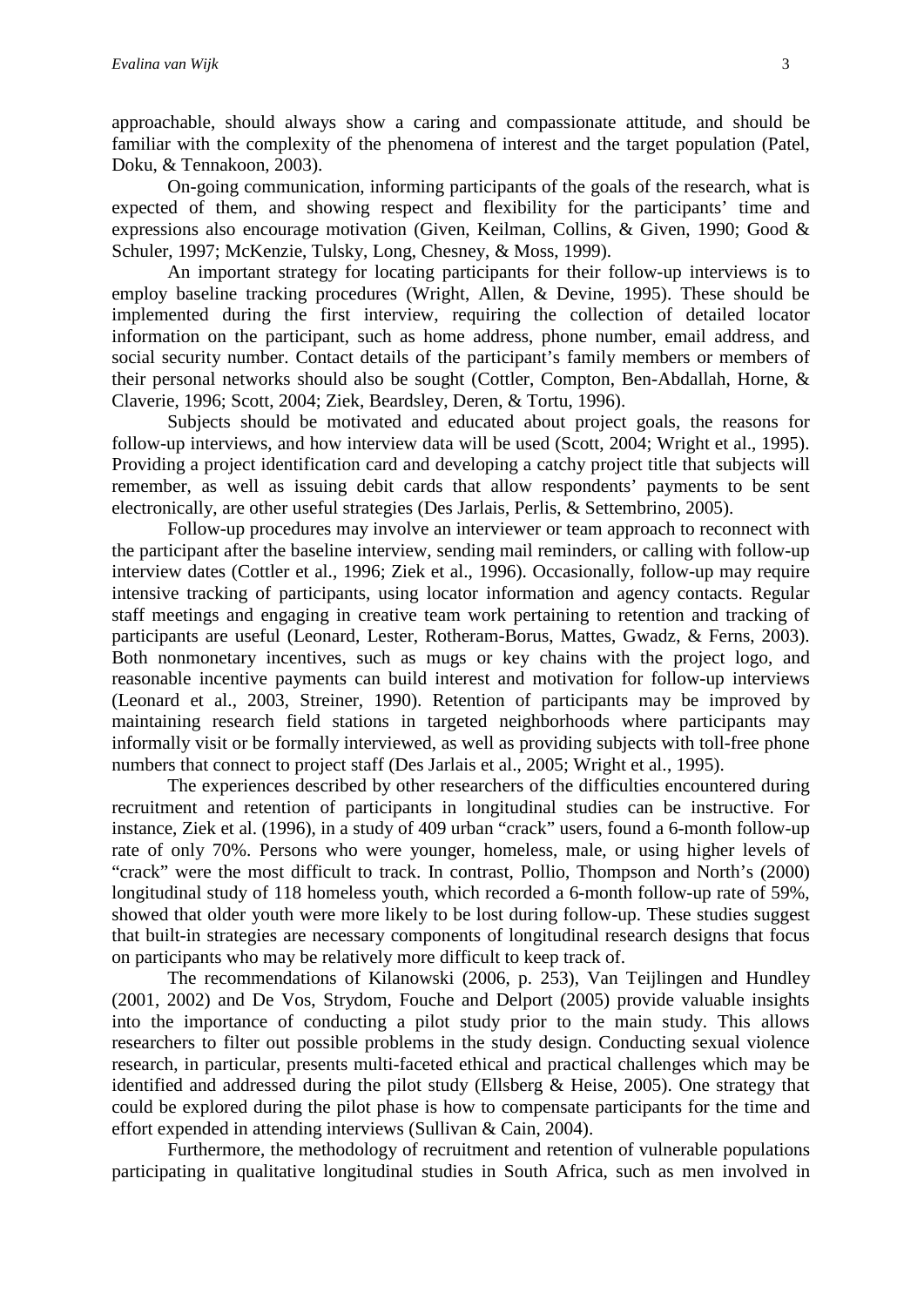approachable, should always show a caring and compassionate attitude, and should be familiar with the complexity of the phenomena of interest and the target population (Patel, Doku, & Tennakoon, 2003).

On-going communication, informing participants of the goals of the research, what is expected of them, and showing respect and flexibility for the participants' time and expressions also encourage motivation (Given, Keilman, Collins, & Given, 1990; Good & Schuler, 1997; McKenzie, Tulsky, Long, Chesney, & Moss, 1999).

An important strategy for locating participants for their follow-up interviews is to employ baseline tracking procedures (Wright, Allen, & Devine, 1995). These should be implemented during the first interview, requiring the collection of detailed locator information on the participant, such as home address, phone number, email address, and social security number. Contact details of the participant's family members or members of their personal networks should also be sought (Cottler, Compton, Ben-Abdallah, Horne, & Claverie, 1996; Scott, 2004; Ziek, Beardsley, Deren, & Tortu, 1996).

Subjects should be motivated and educated about project goals, the reasons for follow-up interviews, and how interview data will be used (Scott, 2004; Wright et al., 1995). Providing a project identification card and developing a catchy project title that subjects will remember, as well as issuing debit cards that allow respondents' payments to be sent electronically, are other useful strategies (Des Jarlais, Perlis, & Settembrino, 2005).

Follow-up procedures may involve an interviewer or team approach to reconnect with the participant after the baseline interview, sending mail reminders, or calling with follow-up interview dates (Cottler et al., 1996; Ziek et al., 1996). Occasionally, follow-up may require intensive tracking of participants, using locator information and agency contacts. Regular staff meetings and engaging in creative team work pertaining to retention and tracking of participants are useful (Leonard, Lester, Rotheram-Borus, Mattes, Gwadz, & Ferns, 2003). Both nonmonetary incentives, such as mugs or key chains with the project logo, and reasonable incentive payments can build interest and motivation for follow-up interviews (Leonard et al., 2003, Streiner, 1990). Retention of participants may be improved by maintaining research field stations in targeted neighborhoods where participants may informally visit or be formally interviewed, as well as providing subjects with toll-free phone numbers that connect to project staff (Des Jarlais et al., 2005; Wright et al., 1995).

The experiences described by other researchers of the difficulties encountered during recruitment and retention of participants in longitudinal studies can be instructive. For instance, Ziek et al. (1996), in a study of 409 urban "crack" users, found a 6-month follow-up rate of only 70%. Persons who were younger, homeless, male, or using higher levels of "crack" were the most difficult to track. In contrast, Pollio, Thompson and North's (2000) longitudinal study of 118 homeless youth, which recorded a 6-month follow-up rate of 59%, showed that older youth were more likely to be lost during follow-up. These studies suggest that built-in strategies are necessary components of longitudinal research designs that focus on participants who may be relatively more difficult to keep track of.

The recommendations of Kilanowski (2006, p. 253), Van Teijlingen and Hundley (2001, 2002) and De Vos, Strydom, Fouche and Delport (2005) provide valuable insights into the importance of conducting a pilot study prior to the main study. This allows researchers to filter out possible problems in the study design. Conducting sexual violence research, in particular, presents multi-faceted ethical and practical challenges which may be identified and addressed during the pilot study (Ellsberg & Heise, 2005). One strategy that could be explored during the pilot phase is how to compensate participants for the time and effort expended in attending interviews (Sullivan & Cain, 2004).

Furthermore, the methodology of recruitment and retention of vulnerable populations participating in qualitative longitudinal studies in South Africa, such as men involved in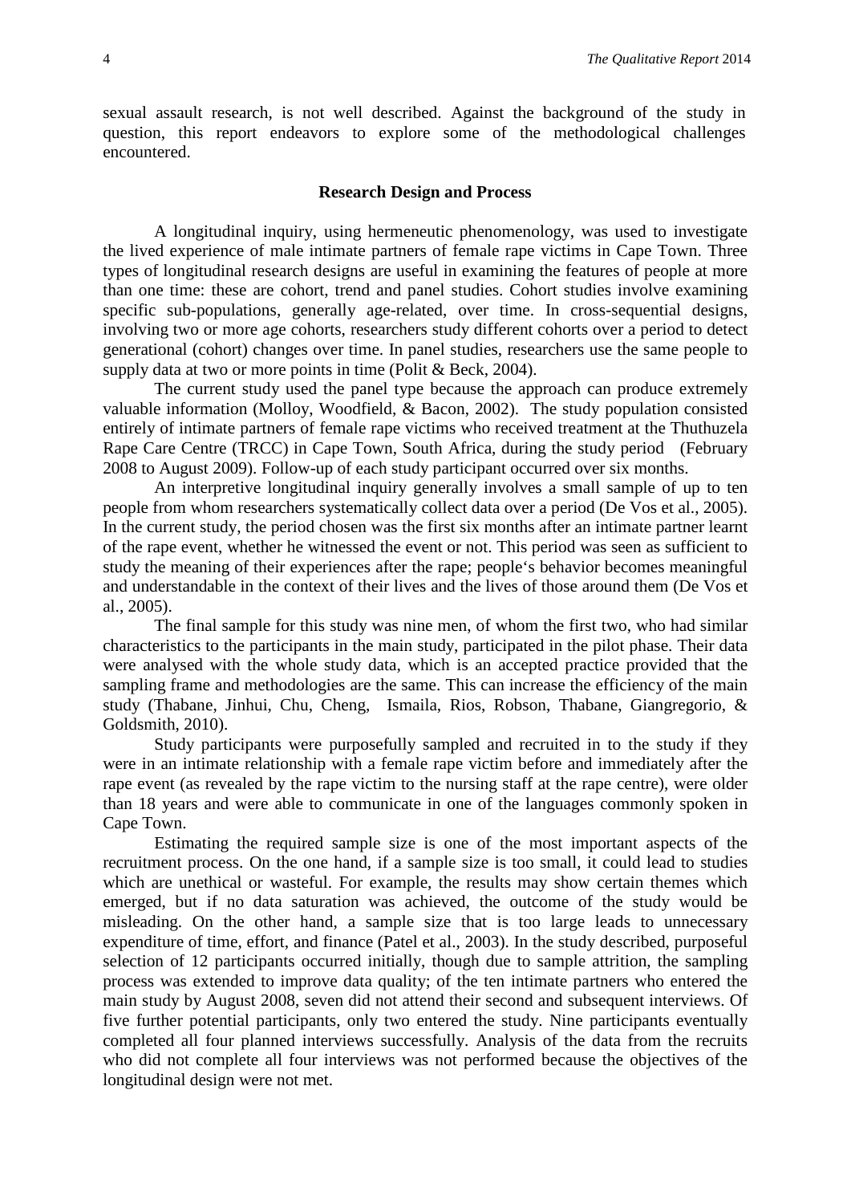sexual assault research, is not well described. Against the background of the study in question, this report endeavors to explore some of the methodological challenges encountered.

## Research Design and Process

A longitudinal inquiry, using hermeneutic phenomenology, was used to investigate the lived experience of male intimate partners of female rape victims in Cape Town. Three types of longitudinal research designs are useful in examining the features of people at more than one time: these are cohort, trend and panel studies. Cohort studies involve examining specific sub-populations, generally age-related, over time. In cross-sequential designs, involving two or more age cohorts, researchers study different cohorts over a period to detect generational (cohort) changes over time. In panel studies, researchers use the same people to supply data at two or more points in time (Polit & Beck, 2004).

The current study used the panel type because the approach can produce extremely valuable information (Molloy, Woodfield, & Bacon, 2002). The study population consisted entirely of intimate partners of female rape victims who received treatment at the Thuthuzela Rape Care Centre (TRCC) in Cape Town, South Africa, during the study period (February 2008 to August 2009). Follow-up of each study participant occurred over six months.

An interpretive longitudinal inquiry generally involves a small sample of up to ten people from whom researchers systematically collect data over a period (De Vos et al., 2005). In the current study, the period chosen was the first six months after an intimate partner learnt of the rape event, whether he witnessed the event or not. This period was seen as sufficient to study the meaning of their experiences after the rape; people's behavior becomes meaningful and understandable in the context of their lives and the lives of those around them (De Vos et al., 2005).

The final sample for this study was nine men, of whom the first two, who had similar characteristics to the participants in the main study, participated in the pilot phase. Their data were analysed with the whole study data, which is an accepted practice provided that the sampling frame and methodologies are the same. This can increase the efficiency of the main study (Thabane, Jinhui, Chu, Cheng, Ismaila, Rios, Robson, Thabane, Giangregorio, & Goldsmith, 2010).

Study participants were purposefully sampled and recruited in to the study if they were in an intimate relationship with a female rape victim before and immediately after the rape event (as revealed by the rape victim to the nursing staff at the rape centre), were older than 18 years and were able to communicate in one of the languages commonly spoken in Cape Town.

Estimating the required sample size is one of the most important aspects of the recruitment process. On the one hand, if a sample size is too small, it could lead to studies which are unethical or wasteful. For example, the results may show certain themes which emerged, but if no data saturation was achieved, the outcome of the study would be misleading. On the other hand, a sample size that is too large leads to unnecessary expenditure of time, effort, and finance (Patel et al., 2003). In the study described, purposeful selection of 12 participants occurred initially, though due to sample attrition, the sampling process was extended to improve data quality; of the ten intimate partners who entered the main study by August 2008, seven did not attend their second and subsequent interviews. Of five further potential participants, only two entered the study. Nine participants eventually completed all four planned interviews successfully. Analysis of the data from the recruits who did not complete all four interviews was not performed because the objectives of the longitudinal design were not met.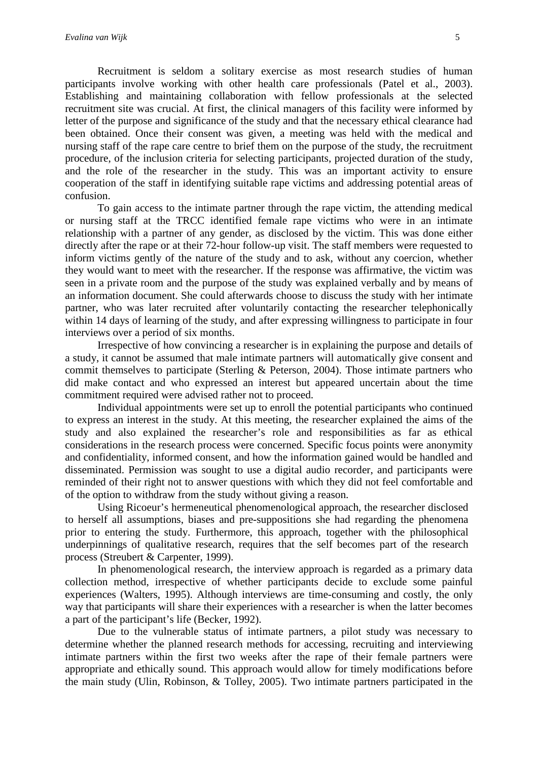Recruitment is seldom a solitary exercise as most research studies of human participants involve working with other health care professionals (Patel et al., 2003). Establishing and maintaining collaboration with fellow professionals at the selected recruitment site was crucial. At first, the clinical managers of this facility were informed by letter of the purpose and significance of the study and that the necessary ethical clearance had been obtained. Once their consent was given, a meeting was held with the medical and nursing staff of the rape care centre to brief them on the purpose of the study, the recruitment procedure, of the inclusion criteria for selecting participants, projected duration of the study, and the role of the researcher in the study. This was an important activity to ensure cooperation of the staff in identifying suitable rape victims and addressing potential areas of confusion.

To gain access to the intimate partner through the rape victim, the attending medical or nursing staff at the TRCC identified female rape victims who were in an intimate relationship with a partner of any gender, as disclosed by the victim. This was done either directly after the rape or at their 72-hour follow-up visit. The staff members were requested to inform victims gently of the nature of the study and to ask, without any coercion, whether they would want to meet with the researcher. If the response was affirmative, the victim was seen in a private room and the purpose of the study was explained verbally and by means of an information document. She could afterwards choose to discuss the study with her intimate partner, who was later recruited after voluntarily contacting the researcher telephonically within 14 days of learning of the study, and after expressing willingness to participate in four interviews over a period of six months.

Irrespective of how convincing a researcher is in explaining the purpose and details of a study, it cannot be assumed that male intimate partners will automatically give consent and commit themselves to participate (Sterling & Peterson, 2004). Those intimate partners who did make contact and who expressed an interest but appeared uncertain about the time commitment required were advised rather not to proceed.

Individual appointments were set up to enroll the potential participants who continued to express an interest in the study. At this meeting, the researcher explained the aims of the study and also explained the researcher's role and responsibilities as far as ethical considerations in the research process were concerned. Specific focus points were anonymity and confidentiality, informed consent, and how the information gained would be handled and disseminated. Permission was sought to use a digital audio recorder, and participants were reminded of their right not to answer questions with which they did not feel comfortable and of the option to withdraw from the study without giving a reason.

Using Ricoeur's hermeneutical phenomenological approach, the researcher disclosed to herself all assumptions, biases and pre-suppositions she had regarding the phenomena prior to entering the study. Furthermore, this approach, together with the philosophical underpinnings of qualitative research, requires that the self becomes part of the research process (Streubert & Carpenter, 1999).

In phenomenological research, the interview approach is regarded as a primary data collection method, irrespective of whether participants decide to exclude some painful experiences (Walters, 1995). Although interviews are time-consuming and costly, the only way that participants will share their experiences with a researcher is when the latter becomes a part of the participant's life (Becker, 1992).

Due to the vulnerable status of intimate partners, a pilot study was necessary to determine whether the planned research methods for accessing, recruiting and interviewing intimate partners within the first two weeks after the rape of their female partners were appropriate and ethically sound. This approach would allow for timely modifications before the main study (Ulin, Robinson, & Tolley, 2005). Two intimate partners participated in the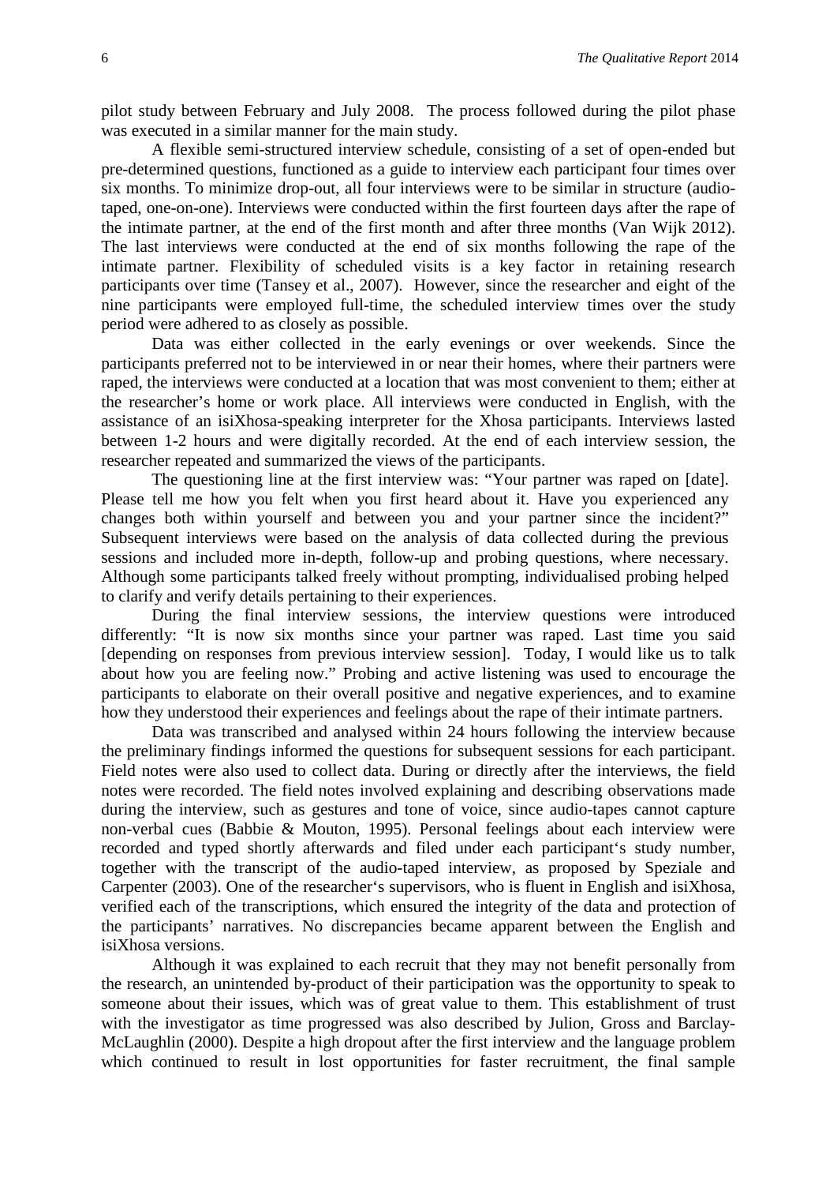pilot study between February and July 2008. The process followed during the pilot phase was executed in a similar manner for the main study.

A flexible semi-structured interview schedule, consisting of a set of open-ended but pre-determined questions, functioned as a guide to interview each participant four times over six months. To minimize drop-out, all four interviews were to be similar in structure (audio-taped, one-on-one). Interviews were conducted within the first fourteen days after the rape of the intimate partner, at the end of the first month and after three months (Van Wijk 2012). The last interviews were conducted at the end of six months following the rape of the intimate partner. Flexibility of scheduled visits is a key factor in retaining research participants over time (Tansey et al., 2007). However, since the researcher and eight of the nine participants were employed full-time, the scheduled interview times over the study period were adhered to as closely as possible.

Data was either collected in the early evenings or over weekends. Since the participants preferred not to be interviewed in or near their homes, where their partners were raped, the interviews were conducted at a location that was most convenient to them; either at the researcher's home or work place. All interviews were conducted in English, with the assistance of an isiXhosa-speaking interpreter for the Xhosa participants. Interviews lasted between 1-2 hours and were digitally recorded. At the end of each interview session, the researcher repeated and summarized the views of the participants.

The questioning line at the first interview was: "Your partner was raped on [date]. Please tell me how you felt when you first heard about it. Have you experienced any changes both within yourself and between you and your partner since the incident?" Subsequent interviews were based on the analysis of data collected during the previous sessions and included more in-depth, follow-up and probing questions, where necessary. Although some participants talked freely without prompting, individualised probing helped to clarify and verify details pertaining to their experiences.

During the final interview sessions, the interview questions were introduced differently: "It is now six months since your partner was raped. Last time you said [depending on responses from previous interview session]. Today, I would like us to talk about how you are feeling now." Probing and active listening was used to encourage the participants to elaborate on their overall positive and negative experiences, and to examine how they understood their experiences and feelings about the rape of their intimate partners.

Data was transcribed and analysed within 24 hours following the interview because the preliminary findings informed the questions for subsequent sessions for each participant. Field notes were also used to collect data. During or directly after the interviews, the field notes were recorded. The field notes involved explaining and describing observations made during the interview, such as gestures and tone of voice, since audio-tapes cannot capture non-verbal cues (Babbie & Mouton, 1995). Personal feelings about each interview were recorded and typed shortly afterwards and filed under each participant's study number, together with the transcript of the audio-taped interview, as proposed by Speziale and Carpenter (2003). One of the researcher's supervisors, who is fluent in English and isiXhosa, verified each of the transcriptions, which ensured the integrity of the data and protection of the participants' narratives. No discrepancies became apparent between the English and isiXhosa versions.

Although it was explained to each recruit that they may not benefit personally from the research, an unintended by-product of their participation was the opportunity to speak to someone about their issues, which was of great value to them. This establishment of trust with the investigator as time progressed was also described by Julion, Gross and Barclay-McLaughlin (2000). Despite a high dropout after the first interview and the language problem which continued to result in lost opportunities for faster recruitment, the final sample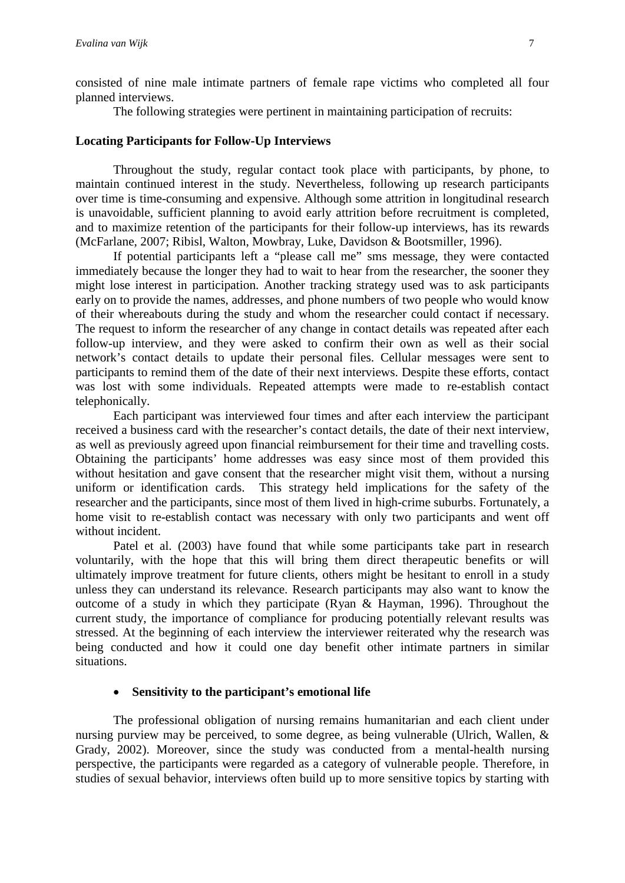consisted of nine male intimate partners of female rape victims who completed all four planned interviews.

The following strategies were pertinent in maintaining participation of recruits:

**Locating Participants for Follow-Up Interviews**

Throughout the study, regular contact took place with participants, by phone, to maintain continued interest in the study. Nevertheless, following up research participants over time is time-consuming and expensive. Although some attrition in longitudinal research is unavoidable, sufficient planning to avoid early attrition before recruitment is completed, and to maximize retention of the participants for their follow-up interviews, has its rewards (McFarlane, 2007; Ribisl, Walton, Mowbray, Luke, Davidson & Bootsmiller, 1996).

If potential participants left a "please call me" sms message, they were contacted immediately because the longer they had to wait to hear from the researcher, the sooner they might lose interest in participation. Another tracking strategy used was to ask participants early on to provide the names, addresses, and phone numbers of two people who would know of their whereabouts during the study and whom the researcher could contact if necessary. The request to inform the researcher of any change in contact details was repeated after each follow-up interview, and they were asked to confirm their own as well as their social network's contact details to update their personal files. Cellular messages were sent to participants to remind them of the date of their next interviews. Despite these efforts, contact was lost with some individuals. Repeated attempts were made to re-establish contact telephonically.

Each participant was interviewed four times and after each interview the participant received a business card with the researcher's contact details, the date of their next interview, as well as previously agreed upon financial reimbursement for their time and travelling costs. Obtaining the participants' home addresses was easy since most of them provided this without hesitation and gave consent that the researcher might visit them, without a nursing uniform or identification cards. This strategy held implications for the safety of the researcher and the participants, since most of them lived in high-crime suburbs. Fortunately, a home visit to re-establish contact was necessary with only two participants and went off without incident.

Patel et al. (2003) have found that while some participants take part in research voluntarily, with the hope that this will bring them direct therapeutic benefits or will ultimately improve treatment for future clients, others might be hesitant to enroll in a study unless they can understand its relevance. Research participants may also want to know the outcome of a study in which they participate (Ryan & Hayman, 1996). Throughout the current study, the importance of compliance for producing potentially relevant results was stressed. At the beginning of each interview the interviewer reiterated why the research was being conducted and how it could one day benefit other intimate partners in similar situations.

- **Sensitivity to the participant's emotional life**

The professional obligation of nursing remains humanitarian and each client under nursing purview may be perceived, to some degree, as being vulnerable (Ulrich, Wallen, & Grady, 2002). Moreover, since the study was conducted from a mental-health nursing perspective, the participants were regarded as a category of vulnerable people. Therefore, in studies of sexual behavior, interviews often build up to more sensitive topics by starting with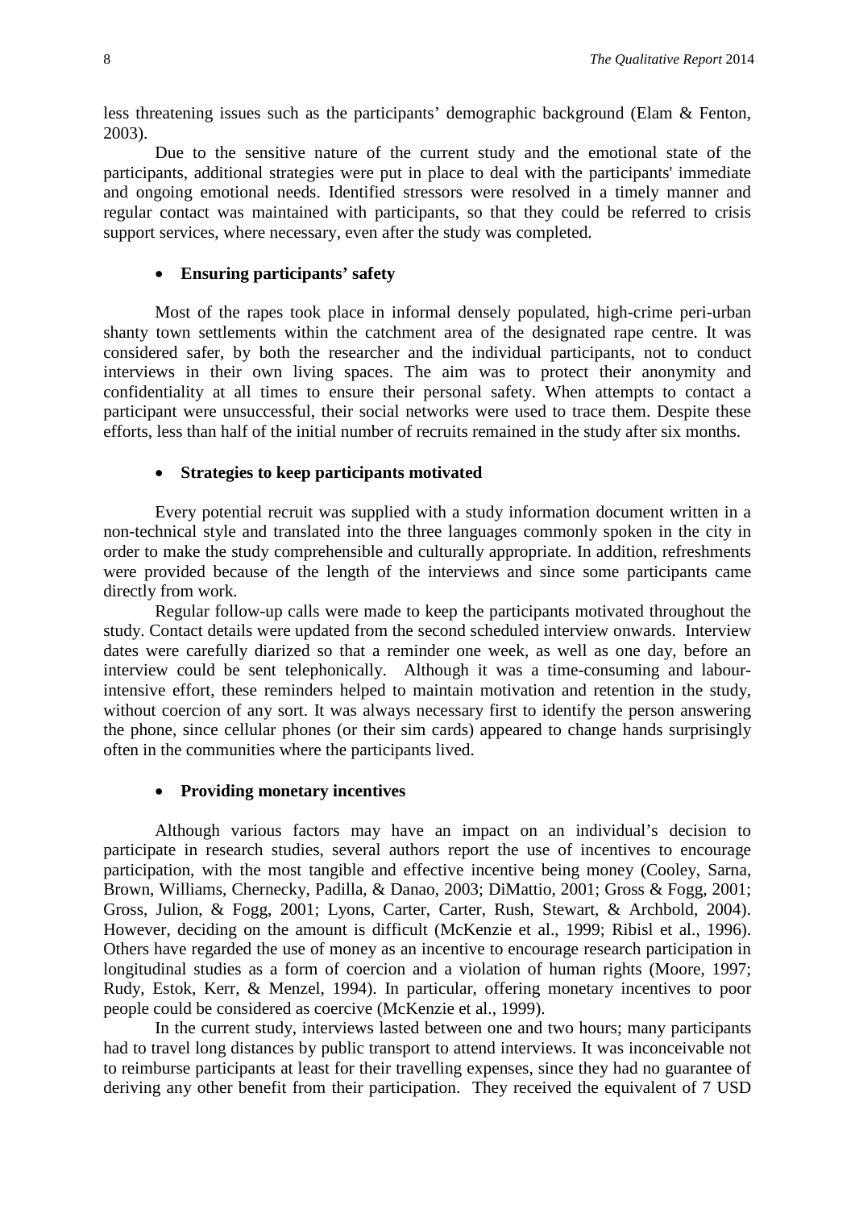less threatening issues such as the participants' demographic background (Elam & Fenton, 2003).

Due to the sensitive nature of the current study and the emotional state of the participants, additional strategies were put in place to deal with the participants' immediate and ongoing emotional needs. Identified stressors were resolved in a timely manner and regular contact was maintained with participants, so that they could be referred to crisis support services, where necessary, even after the study was completed.

- **Ensuring participants' safety**

Most of the rapes took place in informal densely populated, high-crime peri-urban shanty town settlements within the catchment area of the designated rape centre. It was considered safer, by both the researcher and the individual participants, not to conduct interviews in their own living spaces. The aim was to protect their anonymity and confidentiality at all times to ensure their personal safety. When attempts to contact a participant were unsuccessful, their social networks were used to trace them. Despite these efforts, less than half of the initial number of recruits remained in the study after six months.

- **Strategies to keep participants motivated**

Every potential recruit was supplied with a study information document written in a non-technical style and translated into the three languages commonly spoken in the city in order to make the study comprehensible and culturally appropriate. In addition, refreshments were provided because of the length of the interviews and since some participants came directly from work.

Regular follow-up calls were made to keep the participants motivated throughout the study. Contact details were updated from the second scheduled interview onwards. Interview dates were carefully diarized so that a reminder one week, as well as one day, before an interview could be sent telephonically. Although it was a time-consuming and labour-intensive effort, these reminders helped to maintain motivation and retention in the study, without coercion of any sort. It was always necessary first to identify the person answering the phone, since cellular phones (or their sim cards) appeared to change hands surprisingly often in the communities where the participants lived.

- **Providing monetary incentives**

Although various factors may have an impact on an individual's decision to participate in research studies, several authors report the use of incentives to encourage participation, with the most tangible and effective incentive being money (Cooley, Sarna, Brown, Williams, Chernecky, Padilla, & Danao, 2003; DiMattio, 2001; Gross & Fogg, 2001; Gross, Julion, & Fogg, 2001; Lyons, Carter, Carter, Rush, Stewart, & Archbold, 2004). However, deciding on the amount is difficult (McKenzie et al., 1999; Ribisl et al., 1996). Others have regarded the use of money as an incentive to encourage research participation in longitudinal studies as a form of coercion and a violation of human rights (Moore, 1997; Rudy, Estok, Kerr, & Menzel, 1994). In particular, offering monetary incentives to poor people could be considered as coercive (McKenzie et al., 1999).

In the current study, interviews lasted between one and two hours; many participants had to travel long distances by public transport to attend interviews. It was inconceivable not to reimburse participants at least for their travelling expenses, since they had no guarantee of deriving any other benefit from their participation. They received the equivalent of 7 USD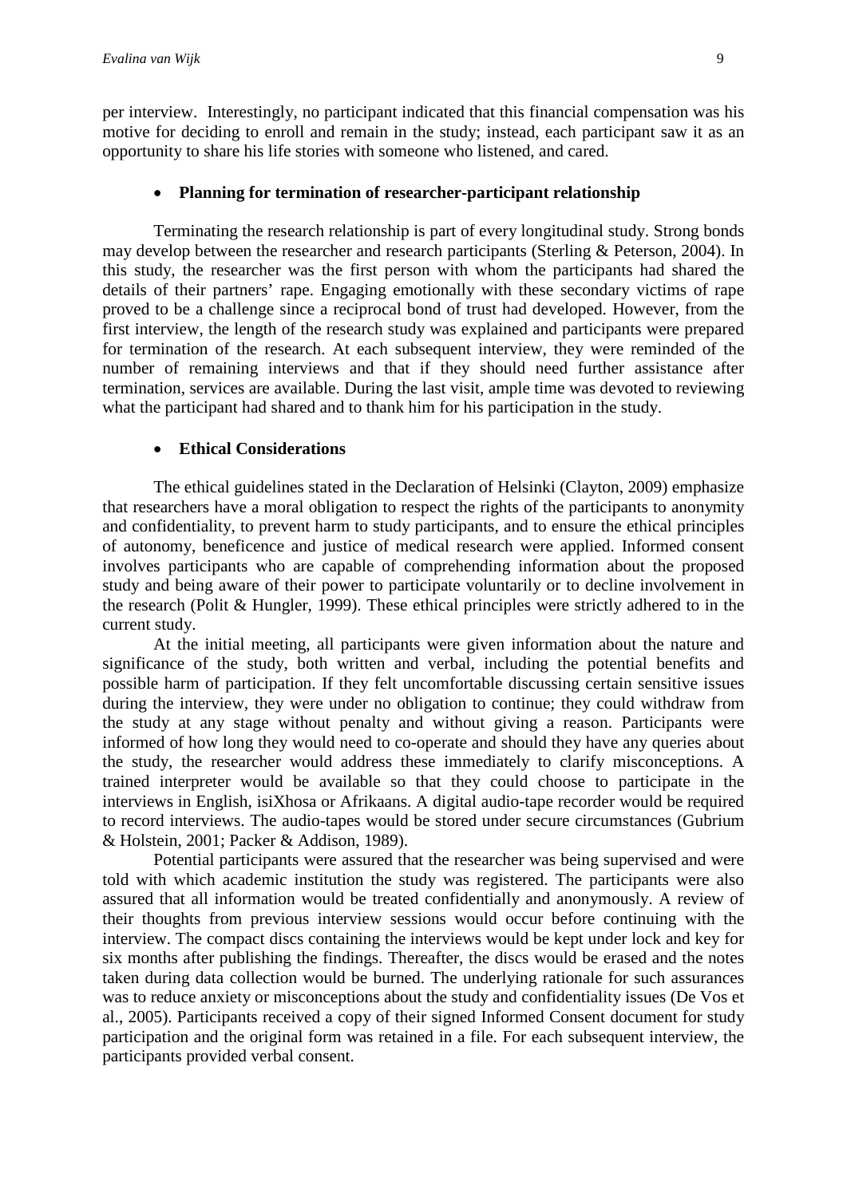per interview. Interestingly, no participant indicated that this financial compensation was his motive for deciding to enroll and remain in the study; instead, each participant saw it as an opportunity to share his life stories with someone who listened, and cared.

- **Planning for termination of researcher-participant relationship**

Terminating the research relationship is part of every longitudinal study. Strong bonds may develop between the researcher and research participants (Sterling & Peterson, 2004). In this study, the researcher was the first person with whom the participants had shared the details of their partners' rape. Engaging emotionally with these secondary victims of rape proved to be a challenge since a reciprocal bond of trust had developed. However, from the first interview, the length of the research study was explained and participants were prepared for termination of the research. At each subsequent interview, they were reminded of the number of remaining interviews and that if they should need further assistance after termination, services are available. During the last visit, ample time was devoted to reviewing what the participant had shared and to thank him for his participation in the study.

- **Ethical Considerations**

The ethical guidelines stated in the Declaration of Helsinki (Clayton, 2009) emphasize that researchers have a moral obligation to respect the rights of the participants to anonymity and confidentiality, to prevent harm to study participants, and to ensure the ethical principles of autonomy, beneficence and justice of medical research were applied. Informed consent involves participants who are capable of comprehending information about the proposed study and being aware of their power to participate voluntarily or to decline involvement in the research (Polit & Hungler, 1999). These ethical principles were strictly adhered to in the current study.

At the initial meeting, all participants were given information about the nature and significance of the study, both written and verbal, including the potential benefits and possible harm of participation. If they felt uncomfortable discussing certain sensitive issues during the interview, they were under no obligation to continue; they could withdraw from the study at any stage without penalty and without giving a reason. Participants were informed of how long they would need to co-operate and should they have any queries about the study, the researcher would address these immediately to clarify misconceptions. A trained interpreter would be available so that they could choose to participate in the interviews in English, isiXhosa or Afrikaans. A digital audio-tape recorder would be required to record interviews. The audio-tapes would be stored under secure circumstances (Gubrium & Holstein, 2001; Packer & Addison, 1989).

Potential participants were assured that the researcher was being supervised and were told with which academic institution the study was registered. The participants were also assured that all information would be treated confidentially and anonymously. A review of their thoughts from previous interview sessions would occur before continuing with the interview. The compact discs containing the interviews would be kept under lock and key for six months after publishing the findings. Thereafter, the discs would be erased and the notes taken during data collection would be burned. The underlying rationale for such assurances was to reduce anxiety or misconceptions about the study and confidentiality issues (De Vos et al., 2005). Participants received a copy of their signed Informed Consent document for study participation and the original form was retained in a file. For each subsequent interview, the participants provided verbal consent.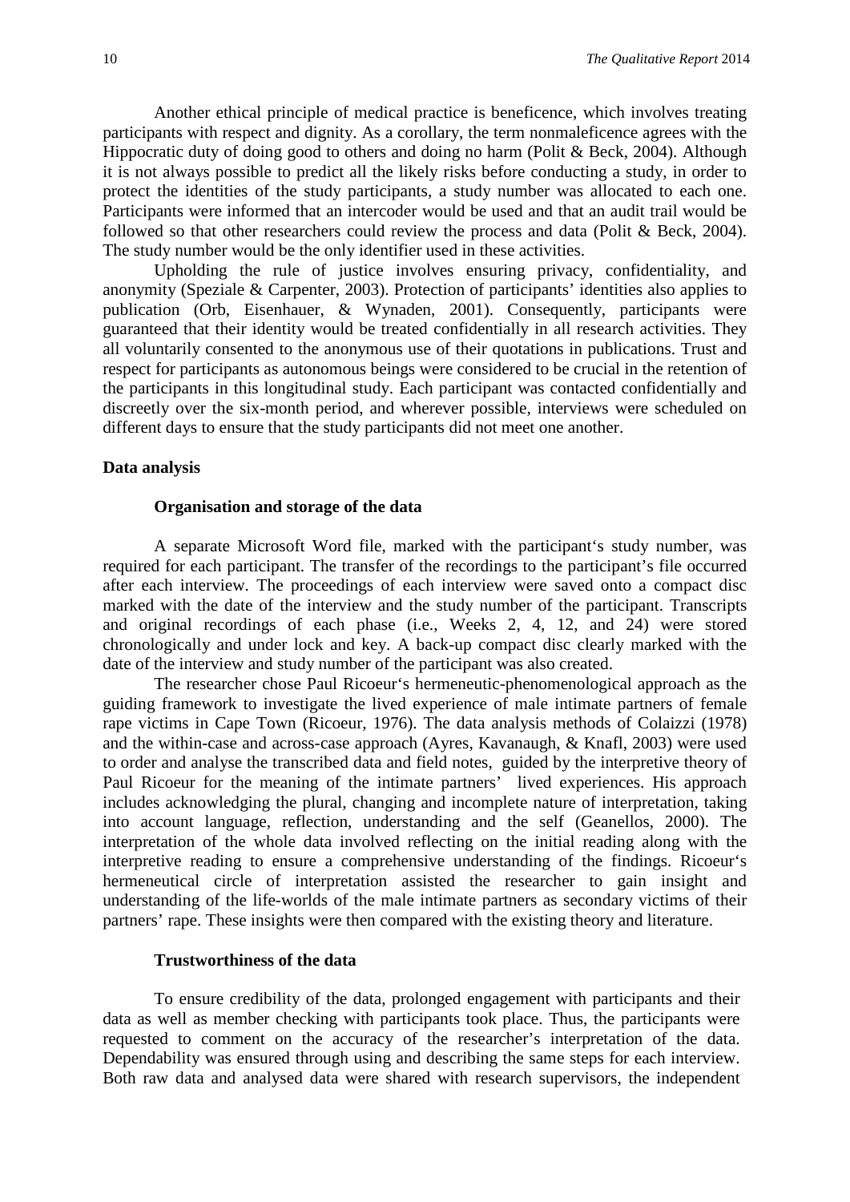Another ethical principle of medical practice is beneficence, which involves treating participants with respect and dignity. As a corollary, the term nonmaleficence agrees with the Hippocratic duty of doing good to others and doing no harm (Polit & Beck, 2004). Although it is not always possible to predict all the likely risks before conducting a study, in order to protect the identities of the study participants, a study number was allocated to each one. Participants were informed that an intercoder would be used and that an audit trail would be followed so that other researchers could review the process and data (Polit & Beck, 2004). The study number would be the only identifier used in these activities.

Upholding the rule of justice involves ensuring privacy, confidentiality, and anonymity (Speziale & Carpenter, 2003). Protection of participants' identities also applies to publication (Orb, Eisenhauer, & Wynaden, 2001). Consequently, participants were guaranteed that their identity would be treated confidentially in all research activities. They all voluntarily consented to the anonymous use of their quotations in publications. Trust and respect for participants as autonomous beings were considered to be crucial in the retention of the participants in this longitudinal study. Each participant was contacted confidentially and discreetly over the six-month period, and wherever possible, interviews were scheduled on different days to ensure that the study participants did not meet one another.

## Data analysis

### Organisation and storage of the data

A separate Microsoft Word file, marked with the participant's study number, was required for each participant. The transfer of the recordings to the participant's file occurred after each interview. The proceedings of each interview were saved onto a compact disc marked with the date of the interview and the study number of the participant. Transcripts and original recordings of each phase (i.e., Weeks 2, 4, 12, and 24) were stored chronologically and under lock and key. A back-up compact disc clearly marked with the date of the interview and study number of the participant was also created.

The researcher chose Paul Ricoeur's hermeneutic-phenomenological approach as the guiding framework to investigate the lived experience of male intimate partners of female rape victims in Cape Town (Ricoeur, 1976). The data analysis methods of Colaizzi (1978) and the within-case and across-case approach (Ayres, Kavanaugh, & Knafl, 2003) were used to order and analyse the transcribed data and field notes, guided by the interpretive theory of Paul Ricoeur for the meaning of the intimate partners' lived experiences. His approach includes acknowledging the plural, changing and incomplete nature of interpretation, taking into account language, reflection, understanding and the self (Geanellos, 2000). The interpretation of the whole data involved reflecting on the initial reading along with the interpretive reading to ensure a comprehensive understanding of the findings. Ricoeur's hermeneutical circle of interpretation assisted the researcher to gain insight and understanding of the life-worlds of the male intimate partners as secondary victims of their partners' rape. These insights were then compared with the existing theory and literature.

### Trustworthiness of the data

To ensure credibility of the data, prolonged engagement with participants and their data as well as member checking with participants took place. Thus, the participants were requested to comment on the accuracy of the researcher's interpretation of the data. Dependability was ensured through using and describing the same steps for each interview. Both raw data and analysed data were shared with research supervisors, the independent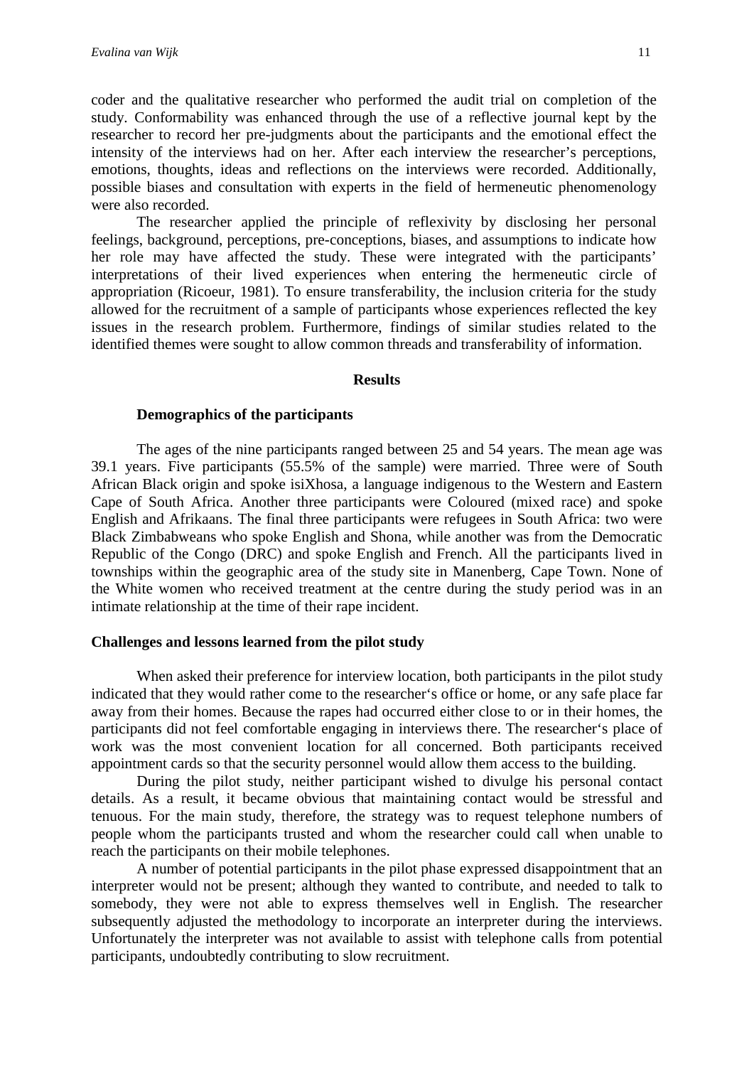coder and the qualitative researcher who performed the audit trial on completion of the study. Conformability was enhanced through the use of a reflective journal kept by the researcher to record her pre-judgments about the participants and the emotional effect the intensity of the interviews had on her. After each interview the researcher's perceptions, emotions, thoughts, ideas and reflections on the interviews were recorded. Additionally, possible biases and consultation with experts in the field of hermeneutic phenomenology were also recorded.

The researcher applied the principle of reflexivity by disclosing her personal feelings, background, perceptions, pre-conceptions, biases, and assumptions to indicate how her role may have affected the study. These were integrated with the participants' interpretations of their lived experiences when entering the hermeneutic circle of appropriation (Ricoeur, 1981). To ensure transferability, the inclusion criteria for the study allowed for the recruitment of a sample of participants whose experiences reflected the key issues in the research problem. Furthermore, findings of similar studies related to the identified themes were sought to allow common threads and transferability of information.

## Results

### Demographics of the participants

The ages of the nine participants ranged between 25 and 54 years. The mean age was 39.1 years. Five participants (55.5% of the sample) were married. Three were of South African Black origin and spoke isiXhosa, a language indigenous to the Western and Eastern Cape of South Africa. Another three participants were Coloured (mixed race) and spoke English and Afrikaans. The final three participants were refugees in South Africa: two were Black Zimbabweans who spoke English and Shona, while another was from the Democratic Republic of the Congo (DRC) and spoke English and French. All the participants lived in townships within the geographic area of the study site in Manenberg, Cape Town. None of the White women who received treatment at the centre during the study period was in an intimate relationship at the time of their rape incident.

### Challenges and lessons learned from the pilot study

When asked their preference for interview location, both participants in the pilot study indicated that they would rather come to the researcher's office or home, or any safe place far away from their homes. Because the rapes had occurred either close to or in their homes, the participants did not feel comfortable engaging in interviews there. The researcher's place of work was the most convenient location for all concerned. Both participants received appointment cards so that the security personnel would allow them access to the building.

During the pilot study, neither participant wished to divulge his personal contact details. As a result, it became obvious that maintaining contact would be stressful and tenuous. For the main study, therefore, the strategy was to request telephone numbers of people whom the participants trusted and whom the researcher could call when unable to reach the participants on their mobile telephones.

A number of potential participants in the pilot phase expressed disappointment that an interpreter would not be present; although they wanted to contribute, and needed to talk to somebody, they were not able to express themselves well in English. The researcher subsequently adjusted the methodology to incorporate an interpreter during the interviews. Unfortunately the interpreter was not available to assist with telephone calls from potential participants, undoubtedly contributing to slow recruitment.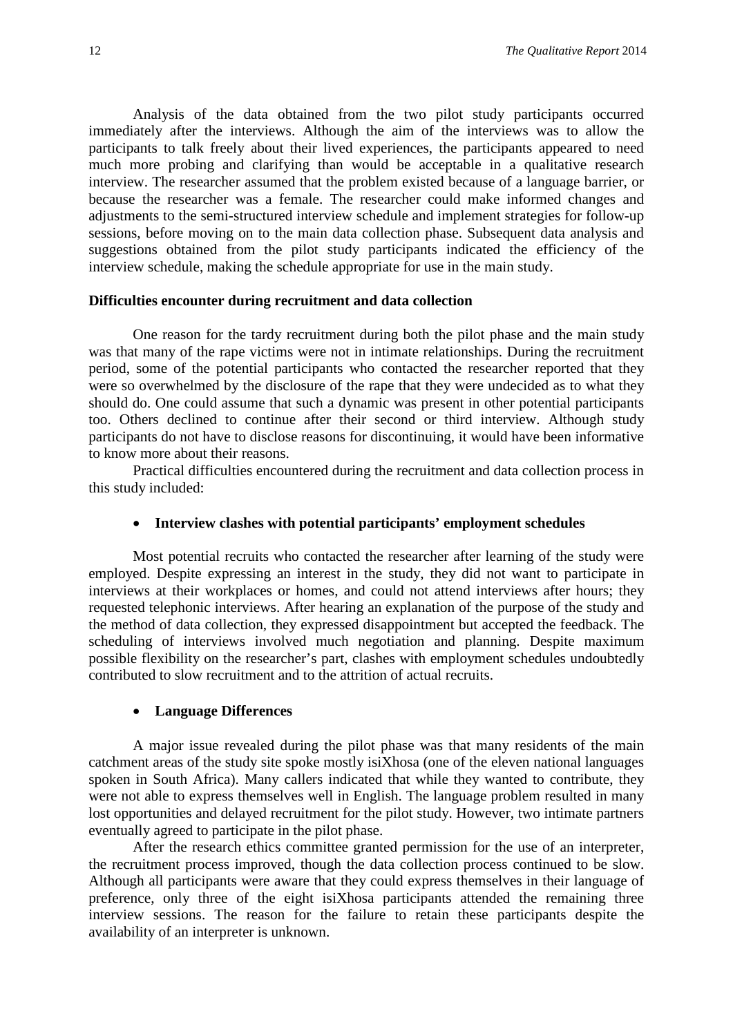Analysis of the data obtained from the two pilot study participants occurred immediately after the interviews. Although the aim of the interviews was to allow the participants to talk freely about their lived experiences, the participants appeared to need much more probing and clarifying than would be acceptable in a qualitative research interview. The researcher assumed that the problem existed because of a language barrier, or because the researcher was a female. The researcher could make informed changes and adjustments to the semi-structured interview schedule and implement strategies for follow-up sessions, before moving on to the main data collection phase. Subsequent data analysis and suggestions obtained from the pilot study participants indicated the efficiency of the interview schedule, making the schedule appropriate for use in the main study.

### Difficulties encounter during recruitment and data collection

One reason for the tardy recruitment during both the pilot phase and the main study was that many of the rape victims were not in intimate relationships. During the recruitment period, some of the potential participants who contacted the researcher reported that they were so overwhelmed by the disclosure of the rape that they were undecided as to what they should do. One could assume that such a dynamic was present in other potential participants too. Others declined to continue after their second or third interview. Although study participants do not have to disclose reasons for discontinuing, it would have been informative to know more about their reasons.

Practical difficulties encountered during the recruitment and data collection process in this study included:

- **Interview clashes with potential participants' employment schedules**

Most potential recruits who contacted the researcher after learning of the study were employed. Despite expressing an interest in the study, they did not want to participate in interviews at their workplaces or homes, and could not attend interviews after hours; they requested telephonic interviews. After hearing an explanation of the purpose of the study and the method of data collection, they expressed disappointment but accepted the feedback. The scheduling of interviews involved much negotiation and planning. Despite maximum possible flexibility on the researcher's part, clashes with employment schedules undoubtedly contributed to slow recruitment and to the attrition of actual recruits.

- **Language Differences**

A major issue revealed during the pilot phase was that many residents of the main catchment areas of the study site spoke mostly isiXhosa (one of the eleven national languages spoken in South Africa). Many callers indicated that while they wanted to contribute, they were not able to express themselves well in English. The language problem resulted in many lost opportunities and delayed recruitment for the pilot study. However, two intimate partners eventually agreed to participate in the pilot phase.

After the research ethics committee granted permission for the use of an interpreter, the recruitment process improved, though the data collection process continued to be slow. Although all participants were aware that they could express themselves in their language of preference, only three of the eight isiXhosa participants attended the remaining three interview sessions. The reason for the failure to retain these participants despite the availability of an interpreter is unknown.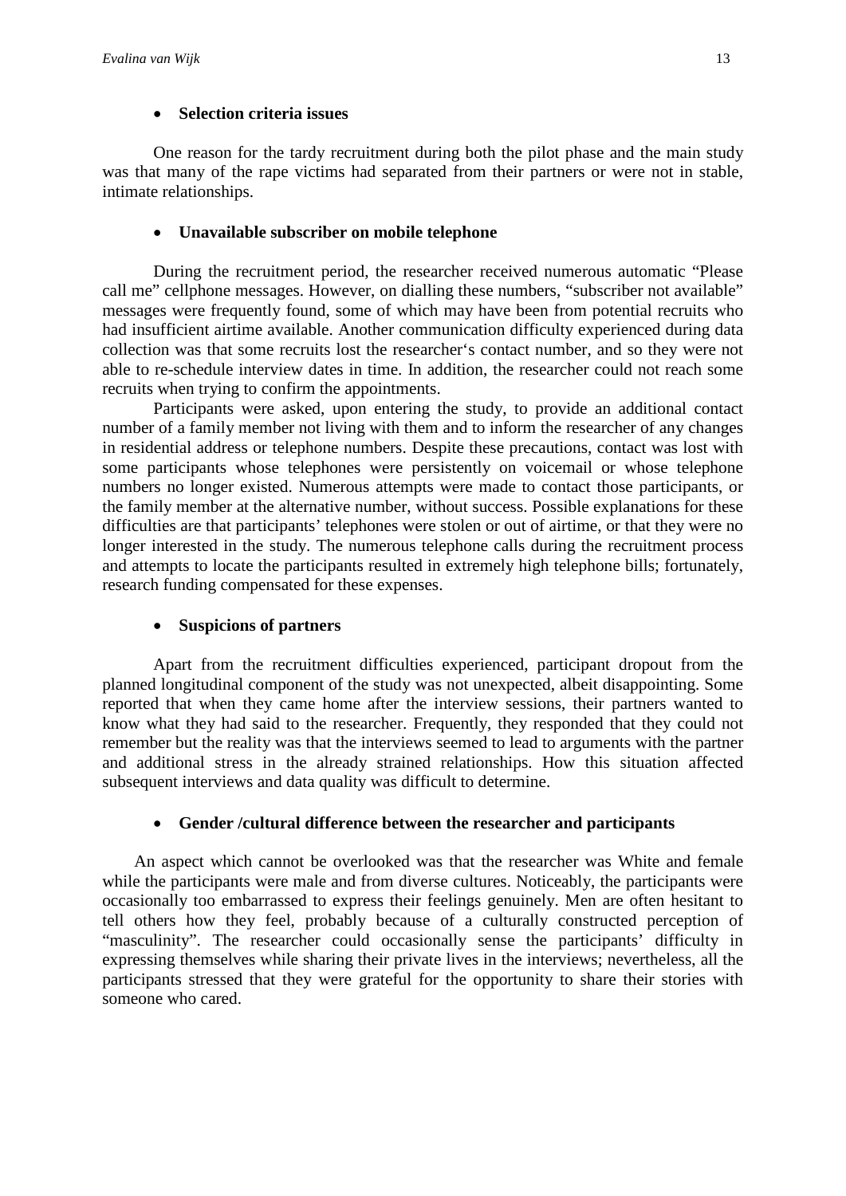- **Selection criteria issues**

One reason for the tardy recruitment during both the pilot phase and the main study was that many of the rape victims had separated from their partners or were not in stable, intimate relationships.

- **Unavailable subscriber on mobile telephone**

During the recruitment period, the researcher received numerous automatic "Please call me" cellphone messages. However, on dialling these numbers, "subscriber not available" messages were frequently found, some of which may have been from potential recruits who had insufficient airtime available. Another communication difficulty experienced during data collection was that some recruits lost the researcher's contact number, and so they were not able to re-schedule interview dates in time. In addition, the researcher could not reach some recruits when trying to confirm the appointments.

Participants were asked, upon entering the study, to provide an additional contact number of a family member not living with them and to inform the researcher of any changes in residential address or telephone numbers. Despite these precautions, contact was lost with some participants whose telephones were persistently on voicemail or whose telephone numbers no longer existed. Numerous attempts were made to contact those participants, or the family member at the alternative number, without success. Possible explanations for these difficulties are that participants' telephones were stolen or out of airtime, or that they were no longer interested in the study. The numerous telephone calls during the recruitment process and attempts to locate the participants resulted in extremely high telephone bills; fortunately, research funding compensated for these expenses.

- **Suspicions of partners**

Apart from the recruitment difficulties experienced, participant dropout from the planned longitudinal component of the study was not unexpected, albeit disappointing. Some reported that when they came home after the interview sessions, their partners wanted to know what they had said to the researcher. Frequently, they responded that they could not remember but the reality was that the interviews seemed to lead to arguments with the partner and additional stress in the already strained relationships. How this situation affected subsequent interviews and data quality was difficult to determine.

- **Gender /cultural difference between the researcher and participants**

An aspect which cannot be overlooked was that the researcher was White and female while the participants were male and from diverse cultures. Noticeably, the participants were occasionally too embarrassed to express their feelings genuinely. Men are often hesitant to tell others how they feel, probably because of a culturally constructed perception of "masculinity". The researcher could occasionally sense the participants' difficulty in expressing themselves while sharing their private lives in the interviews; nevertheless, all the participants stressed that they were grateful for the opportunity to share their stories with someone who cared.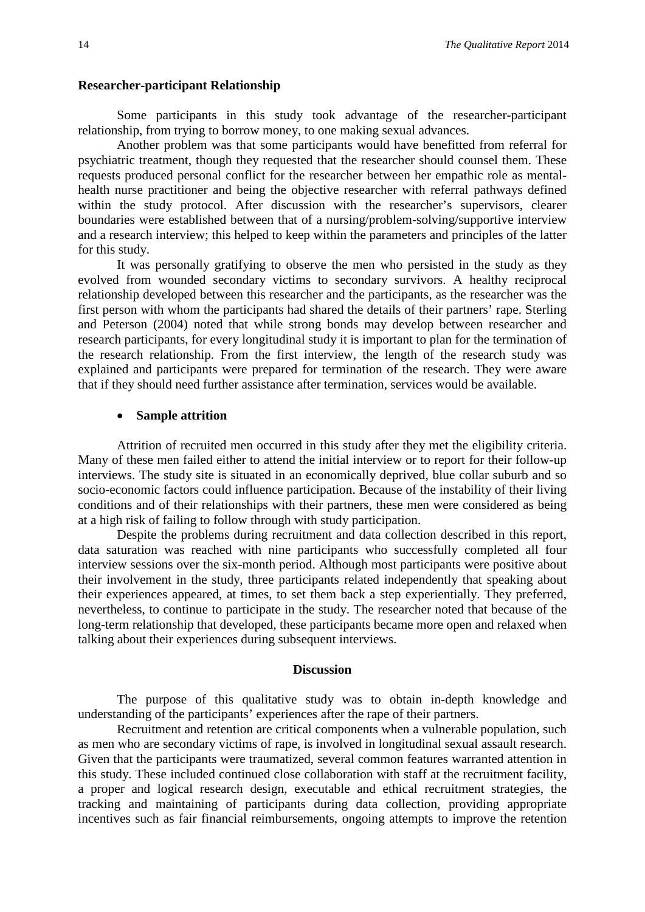**Researcher-participant Relationship**

Some participants in this study took advantage of the researcher-participant relationship, from trying to borrow money, to one making sexual advances.

Another problem was that some participants would have benefitted from referral for psychiatric treatment, though they requested that the researcher should counsel them. These requests produced personal conflict for the researcher between her empathic role as mental-health nurse practitioner and being the objective researcher with referral pathways defined within the study protocol. After discussion with the researcher's supervisors, clearer boundaries were established between that of a nursing/problem-solving/supportive interview and a research interview; this helped to keep within the parameters and principles of the latter for this study.

It was personally gratifying to observe the men who persisted in the study as they evolved from wounded secondary victims to secondary survivors. A healthy reciprocal relationship developed between this researcher and the participants, as the researcher was the first person with whom the participants had shared the details of their partners' rape. Sterling and Peterson (2004) noted that while strong bonds may develop between researcher and research participants, for every longitudinal study it is important to plan for the termination of the research relationship. From the first interview, the length of the research study was explained and participants were prepared for termination of the research. They were aware that if they should need further assistance after termination, services would be available.

- **Sample attrition**

Attrition of recruited men occurred in this study after they met the eligibility criteria. Many of these men failed either to attend the initial interview or to report for their follow-up interviews. The study site is situated in an economically deprived, blue collar suburb and so socio-economic factors could influence participation. Because of the instability of their living conditions and of their relationships with their partners, these men were considered as being at a high risk of failing to follow through with study participation.

Despite the problems during recruitment and data collection described in this report, data saturation was reached with nine participants who successfully completed all four interview sessions over the six-month period. Although most participants were positive about their involvement in the study, three participants related independently that speaking about their experiences appeared, at times, to set them back a step experientially. They preferred, nevertheless, to continue to participate in the study. The researcher noted that because of the long-term relationship that developed, these participants became more open and relaxed when talking about their experiences during subsequent interviews.

## Discussion

The purpose of this qualitative study was to obtain in-depth knowledge and understanding of the participants' experiences after the rape of their partners.

Recruitment and retention are critical components when a vulnerable population, such as men who are secondary victims of rape, is involved in longitudinal sexual assault research. Given that the participants were traumatized, several common features warranted attention in this study. These included continued close collaboration with staff at the recruitment facility, a proper and logical research design, executable and ethical recruitment strategies, the tracking and maintaining of participants during data collection, providing appropriate incentives such as fair financial reimbursements, ongoing attempts to improve the retention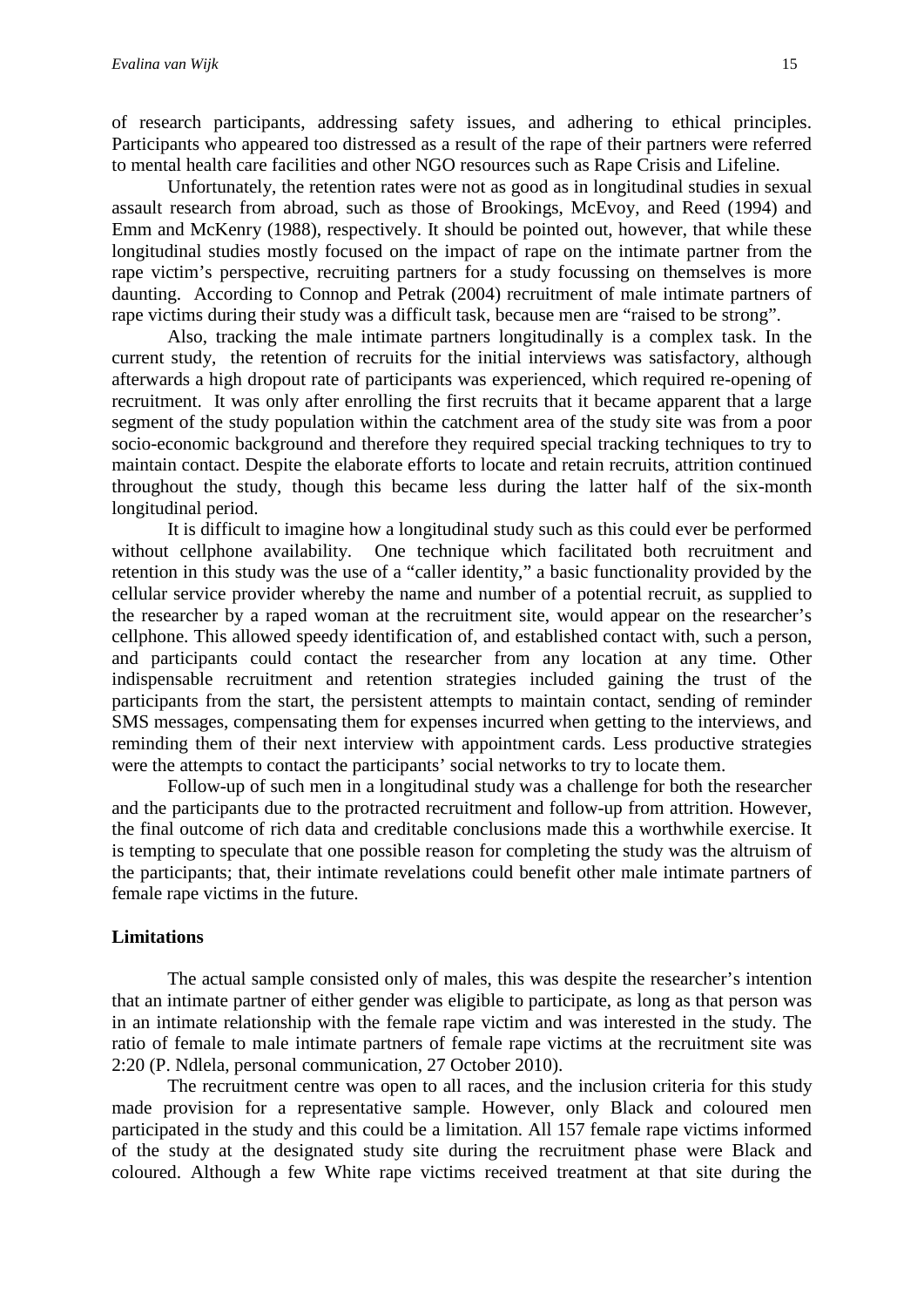of research participants, addressing safety issues, and adhering to ethical principles. Participants who appeared too distressed as a result of the rape of their partners were referred to mental health care facilities and other NGO resources such as Rape Crisis and Lifeline.

Unfortunately, the retention rates were not as good as in longitudinal studies in sexual assault research from abroad, such as those of Brookings, McEvoy, and Reed (1994) and Emm and McKenry (1988), respectively. It should be pointed out, however, that while these longitudinal studies mostly focused on the impact of rape on the intimate partner from the rape victim's perspective, recruiting partners for a study focussing on themselves is more daunting. According to Connop and Petrak (2004) recruitment of male intimate partners of rape victims during their study was a difficult task, because men are "raised to be strong".

Also, tracking the male intimate partners longitudinally is a complex task. In the current study, the retention of recruits for the initial interviews was satisfactory, although afterwards a high dropout rate of participants was experienced, which required re-opening of recruitment. It was only after enrolling the first recruits that it became apparent that a large segment of the study population within the catchment area of the study site was from a poor socio-economic background and therefore they required special tracking techniques to try to maintain contact. Despite the elaborate efforts to locate and retain recruits, attrition continued throughout the study, though this became less during the latter half of the six-month longitudinal period.

It is difficult to imagine how a longitudinal study such as this could ever be performed without cellphone availability. One technique which facilitated both recruitment and retention in this study was the use of a "caller identity," a basic functionality provided by the cellular service provider whereby the name and number of a potential recruit, as supplied to the researcher by a raped woman at the recruitment site, would appear on the researcher's cellphone. This allowed speedy identification of, and established contact with, such a person, and participants could contact the researcher from any location at any time. Other indispensable recruitment and retention strategies included gaining the trust of the participants from the start, the persistent attempts to maintain contact, sending of reminder SMS messages, compensating them for expenses incurred when getting to the interviews, and reminding them of their next interview with appointment cards. Less productive strategies were the attempts to contact the participants' social networks to try to locate them.

Follow-up of such men in a longitudinal study was a challenge for both the researcher and the participants due to the protracted recruitment and follow-up from attrition. However, the final outcome of rich data and creditable conclusions made this a worthwhile exercise. It is tempting to speculate that one possible reason for completing the study was the altruism of the participants; that, their intimate revelations could benefit other male intimate partners of female rape victims in the future.

## Limitations

The actual sample consisted only of males, this was despite the researcher's intention that an intimate partner of either gender was eligible to participate, as long as that person was in an intimate relationship with the female rape victim and was interested in the study. The ratio of female to male intimate partners of female rape victims at the recruitment site was 2:20 (P. Ndlela, personal communication, 27 October 2010).

The recruitment centre was open to all races, and the inclusion criteria for this study made provision for a representative sample. However, only Black and coloured men participated in the study and this could be a limitation. All 157 female rape victims informed of the study at the designated study site during the recruitment phase were Black and coloured. Although a few White rape victims received treatment at that site during the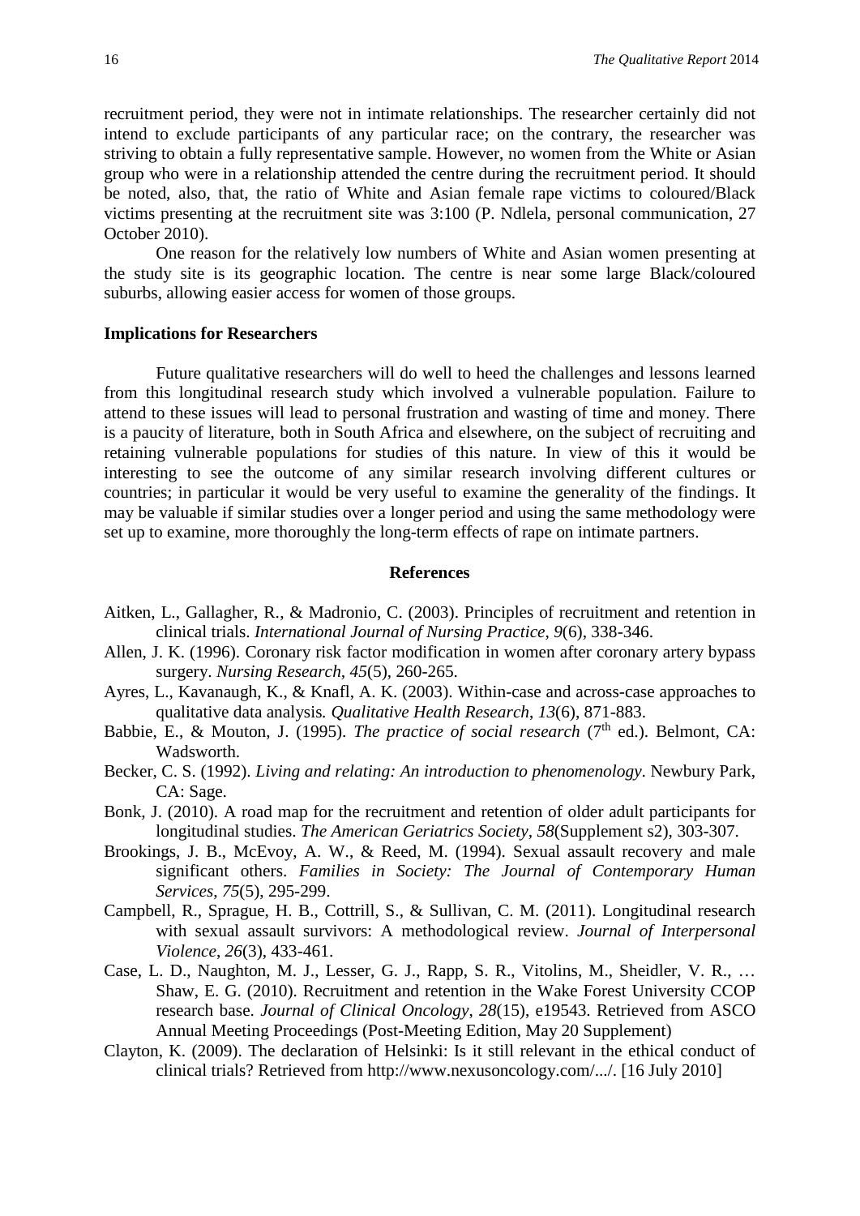recruitment period, they were not in intimate relationships. The researcher certainly did not intend to exclude participants of any particular race; on the contrary, the researcher was striving to obtain a fully representative sample. However, no women from the White or Asian group who were in a relationship attended the centre during the recruitment period. It should be noted, also, that, the ratio of White and Asian female rape victims to coloured/Black victims presenting at the recruitment site was 3:100 (P. Ndlela, personal communication, 27 October 2010).

One reason for the relatively low numbers of White and Asian women presenting at the study site is its geographic location. The centre is near some large Black/coloured suburbs, allowing easier access for women of those groups.

## Implications for Researchers

Future qualitative researchers will do well to heed the challenges and lessons learned from this longitudinal research study which involved a vulnerable population. Failure to attend to these issues will lead to personal frustration and wasting of time and money. There is a paucity of literature, both in South Africa and elsewhere, on the subject of recruiting and retaining vulnerable populations for studies of this nature. In view of this it would be interesting to see the outcome of any similar research involving different cultures or countries; in particular it would be very useful to examine the generality of the findings. It may be valuable if similar studies over a longer period and using the same methodology were set up to examine, more thoroughly the long-term effects of rape on intimate partners.

## References

Aitken, L., Gallagher, R., & Madronio, C. (2003). Principles of recruitment and retention in clinical trials. *International Journal of Nursing Practice*, *9*(6), 338-346.

Allen, J. K. (1996). Coronary risk factor modification in women after coronary artery bypass surgery. *Nursing Research*, *45*(5), 260-265.

Ayres, L., Kavanaugh, K., & Knafl, A. K. (2003). Within-case and across-case approaches to qualitative data analysis*. Qualitative Health Research*, *13*(6), 871-883.

Babbie, E., & Mouton, J. (1995). *The practice of social research* (7th ed.). Belmont, CA: Wadsworth.

Becker, C. S. (1992). *Living and relating: An introduction to phenomenology*. Newbury Park, CA: Sage.

Bonk, J. (2010). A road map for the recruitment and retention of older adult participants for longitudinal studies. *The American Geriatrics Society*, *58*(Supplement s2), 303-307.

Brookings, J. B., McEvoy, A. W., & Reed, M. (1994). Sexual assault recovery and male significant others. *Families in Society: The Journal of Contemporary Human Services*, *75*(5), 295-299.

Campbell, R., Sprague, H. B., Cottrill, S., & Sullivan, C. M. (2011). Longitudinal research with sexual assault survivors: A methodological review. *Journal of Interpersonal Violence*, *26*(3), 433-461.

Case, L. D., Naughton, M. J., Lesser, G. J., Rapp, S. R., Vitolins, M., Sheidler, V. R., … Shaw, E. G. (2010). Recruitment and retention in the Wake Forest University CCOP research base. *Journal of Clinical Oncology*, *28*(15), e19543. Retrieved from ASCO Annual Meeting Proceedings (Post-Meeting Edition, May 20 Supplement)

Clayton, K. (2009). The declaration of Helsinki: Is it still relevant in the ethical conduct of clinical trials? Retrieved from http://www.nexusoncology.com/.../. [16 July 2010]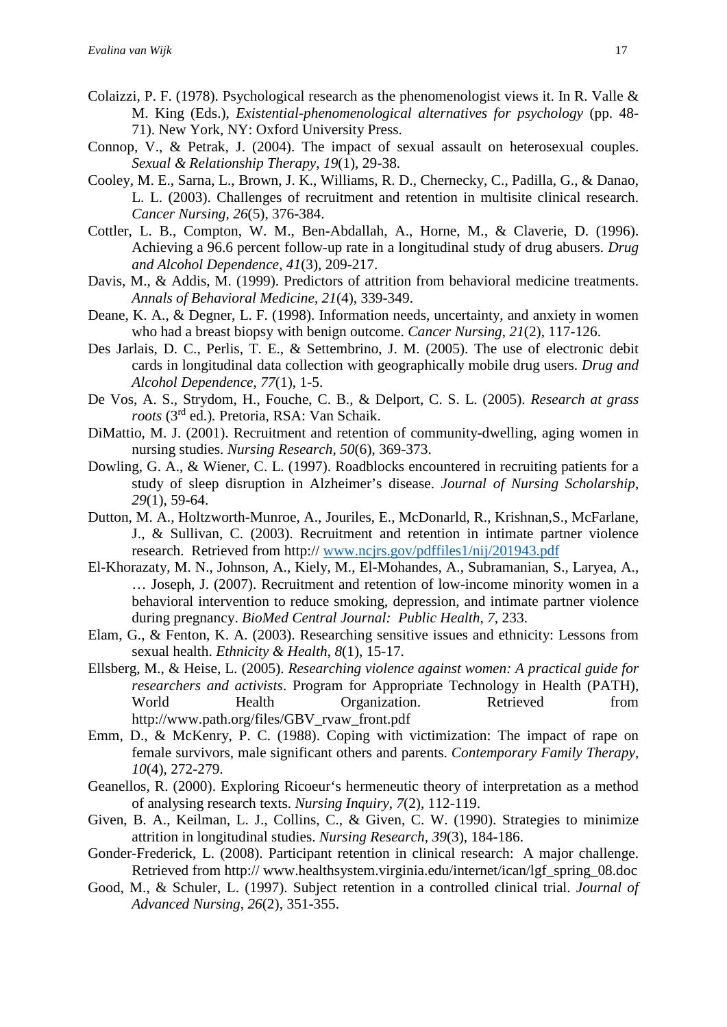Colaizzi, P. F. (1978). Psychological research as the phenomenologist views it. In R. Valle & M. King (Eds.), *Existential-phenomenological alternatives for psychology* (pp. 48-71). New York, NY: Oxford University Press.

Connop, V., & Petrak, J. (2004). The impact of sexual assault on heterosexual couples. *Sexual & Relationship Therapy*, *19*(1), 29-38.

Cooley, M. E., Sarna, L., Brown, J. K., Williams, R. D., Chernecky, C., Padilla, G., & Danao, L. L. (2003). Challenges of recruitment and retention in multisite clinical research. *Cancer Nursing, 26*(5), 376-384.

Cottler, L. B., Compton, W. M., Ben-Abdallah, A., Horne, M., & Claverie, D. (1996). Achieving a 96.6 percent follow-up rate in a longitudinal study of drug abusers. *Drug and Alcohol Dependence, 41*(3), 209-217.

Davis, M., & Addis, M. (1999). Predictors of attrition from behavioral medicine treatments. *Annals of Behavioral Medicine*, *21*(4), 339-349.

Deane, K. A., & Degner, L. F. (1998). Information needs, uncertainty, and anxiety in women who had a breast biopsy with benign outcome. *Cancer Nursing*, *21*(2), 117-126.

Des Jarlais, D. C., Perlis, T. E., & Settembrino, J. M. (2005). The use of electronic debit cards in longitudinal data collection with geographically mobile drug users. *Drug and Alcohol Dependence*, *77*(1), 1-5.

De Vos, A. S., Strydom, H., Fouche, C. B., & Delport, C. S. L. (2005). *Research at grass roots* (3rd ed.). Pretoria, RSA: Van Schaik.

DiMattio, M. J. (2001). Recruitment and retention of community-dwelling, aging women in nursing studies. *Nursing Research*, *50*(6), 369-373.

Dowling, G. A., & Wiener, C. L. (1997). Roadblocks encountered in recruiting patients for a study of sleep disruption in Alzheimer's disease. *Journal of Nursing Scholarship*, *29*(1), 59-64.

Dutton, M. A., Holtzworth-Munroe, A., Jouriles, E., McDonarld, R., Krishnan,S., McFarlane, J., & Sullivan, C. (2003). Recruitment and retention in intimate partner violence research. Retrieved from http:// www.ncjrs.gov/pdffiles1/nij/201943.pdf

El-Khorazaty, M. N., Johnson, A., Kiely, M., El-Mohandes, A., Subramanian, S., Laryea, A., … Joseph, J. (2007). Recruitment and retention of low-income minority women in a behavioral intervention to reduce smoking, depression, and intimate partner violence during pregnancy. *BioMed Central Journal: Public Health*, *7*, 233.

Elam, G., & Fenton, K. A. (2003). Researching sensitive issues and ethnicity: Lessons from sexual health. *Ethnicity & Health*, *8*(1), 15-17.

Ellsberg, M., & Heise, L. (2005). *Researching violence against women: A practical guide for researchers and activists*. Program for Appropriate Technology in Health (PATH), World Health Organization. Retrieved from http://www.path.org/files/GBV_rvaw_front.pdf

Emm, D., & McKenry, P. C. (1988). Coping with victimization: The impact of rape on female survivors, male significant others and parents. *Contemporary Family Therapy*, *10*(4), 272-279.

Geanellos, R. (2000). Exploring Ricoeur's hermeneutic theory of interpretation as a method of analysing research texts. *Nursing Inquiry*, *7*(2), 112-119.

Given, B. A., Keilman, L. J., Collins, C., & Given, C. W. (1990). Strategies to minimize attrition in longitudinal studies. *Nursing Research, 39*(3), 184-186.

Gonder-Frederick, L. (2008). Participant retention in clinical research: A major challenge. Retrieved from http:// www.healthsystem.virginia.edu/internet/ican/lgf_spring_08.doc

Good, M., & Schuler, L. (1997). Subject retention in a controlled clinical trial. *Journal of Advanced Nursing, 26*(2), 351-355.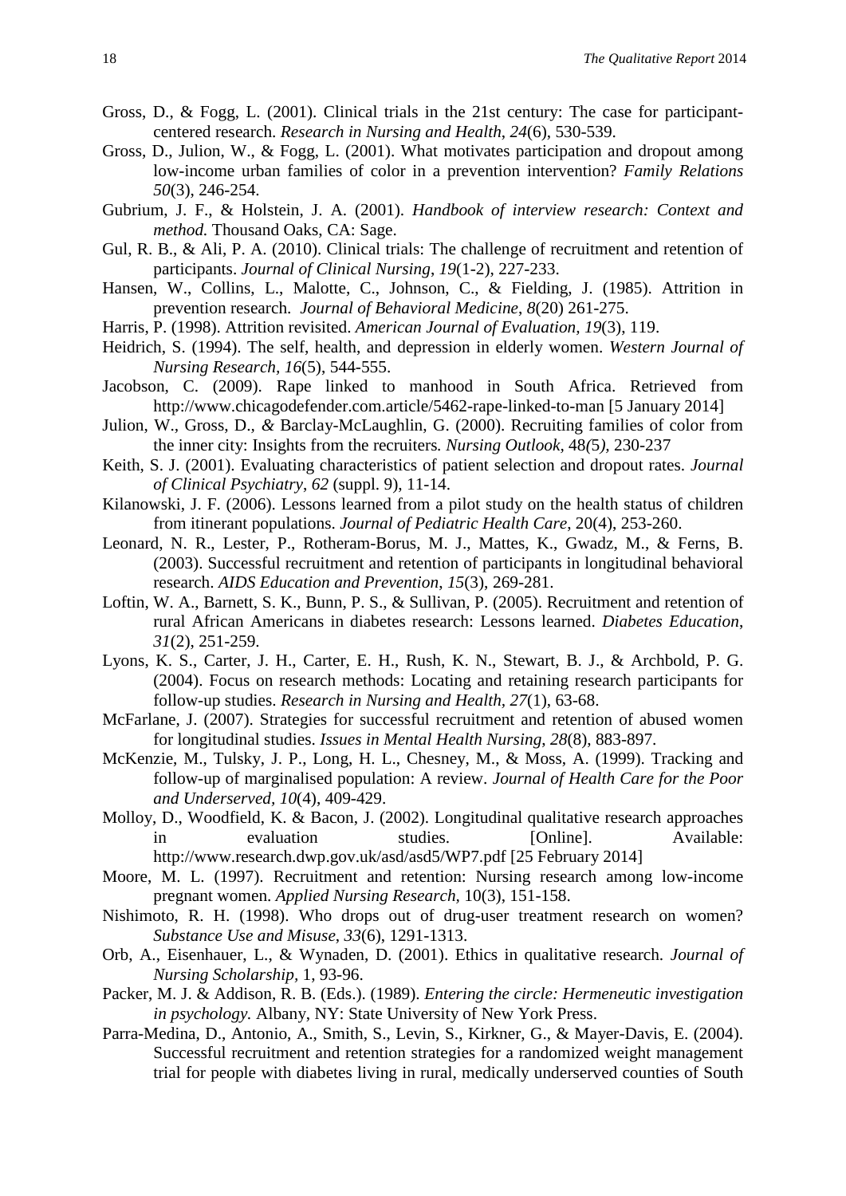Gross, D., & Fogg, L. (2001). Clinical trials in the 21st century: The case for participant-centered research. *Research in Nursing and Health*, *24*(6), 530-539.

Gross, D., Julion, W., & Fogg, L. (2001). What motivates participation and dropout among low-income urban families of color in a prevention intervention? *Family Relations 50*(3), 246-254.

Gubrium, J. F., & Holstein, J. A. (2001). *Handbook of interview research: Context and method.* Thousand Oaks, CA: Sage.

Gul, R. B., & Ali, P. A. (2010). Clinical trials: The challenge of recruitment and retention of participants. *Journal of Clinical Nursing*, *19*(1-2), 227-233.

Hansen, W., Collins, L., Malotte, C., Johnson, C., & Fielding, J. (1985). Attrition in prevention research. *Journal of Behavioral Medicine*, *8*(20) 261-275.

Harris, P. (1998). Attrition revisited. *American Journal of Evaluation*, *19*(3), 119.

Heidrich, S. (1994). The self, health, and depression in elderly women. *Western Journal of Nursing Research*, *16*(5), 544-555.

Jacobson, C. (2009). Rape linked to manhood in South Africa. Retrieved from http://www.chicagodefender.com.article/5462-rape-linked-to-man [5 January 2014]

Julion, W., Gross, D., *&* Barclay-McLaughlin, G. (2000). Recruiting families of color from the inner city: Insights from the recruiters*. Nursing Outlook*, 48*(*5*)*, 230-237

Keith, S. J. (2001). Evaluating characteristics of patient selection and dropout rates. *Journal of Clinical Psychiatry*, *62* (suppl. 9), 11-14.

Kilanowski, J. F. (2006). Lessons learned from a pilot study on the health status of children from itinerant populations. *Journal of Pediatric Health Care*, 20(4), 253-260.

Leonard, N. R., Lester, P., Rotheram-Borus, M. J., Mattes, K., Gwadz, M., & Ferns, B. (2003). Successful recruitment and retention of participants in longitudinal behavioral research. *AIDS Education and Prevention*, *15*(3), 269-281.

Loftin, W. A., Barnett, S. K., Bunn, P. S., & Sullivan, P. (2005). Recruitment and retention of rural African Americans in diabetes research: Lessons learned. *Diabetes Education*, *31*(2), 251-259.

Lyons, K. S., Carter, J. H., Carter, E. H., Rush, K. N., Stewart, B. J., & Archbold, P. G. (2004). Focus on research methods: Locating and retaining research participants for follow-up studies. *Research in Nursing and Health*, *27*(1), 63-68.

McFarlane, J. (2007). Strategies for successful recruitment and retention of abused women for longitudinal studies. *Issues in Mental Health Nursing*, *28*(8), 883-897.

McKenzie, M., Tulsky, J. P., Long, H. L., Chesney, M., & Moss, A. (1999). Tracking and follow-up of marginalised population: A review. *Journal of Health Care for the Poor and Underserved*, *10*(4), 409-429.

Molloy, D., Woodfield, K. & Bacon, J. (2002). Longitudinal qualitative research approaches in evaluation studies. [Online]. Available: http://www.research.dwp.gov.uk/asd/asd5/WP7.pdf [25 February 2014]

Moore, M. L. (1997). Recruitment and retention: Nursing research among low-income pregnant women. *Applied Nursing Research*, 10(3), 151-158.

Nishimoto, R. H. (1998). Who drops out of drug-user treatment research on women? *Substance Use and Misuse*, *33*(6), 1291-1313.

Orb, A., Eisenhauer, L., & Wynaden, D. (2001). Ethics in qualitative research. *Journal of Nursing Scholarship*, 1, 93-96.

Packer, M. J. & Addison, R. B. (Eds.). (1989). *Entering the circle: Hermeneutic investigation in psychology.* Albany, NY: State University of New York Press.

Parra-Medina, D., Antonio, A., Smith, S., Levin, S., Kirkner, G., & Mayer-Davis, E. (2004). Successful recruitment and retention strategies for a randomized weight management trial for people with diabetes living in rural, medically underserved counties of South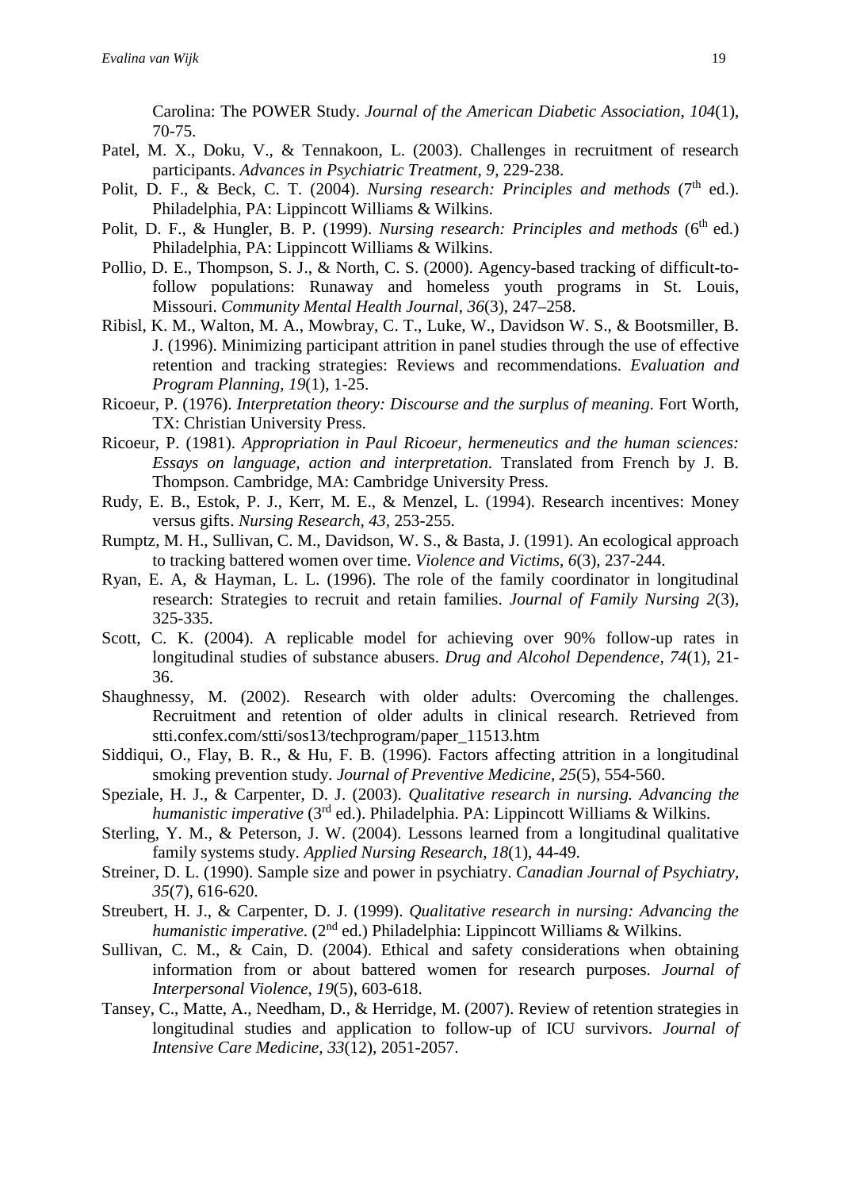Carolina: The POWER Study. *Journal of the American Diabetic Association, 104*(1), 70-75.

Patel, M. X., Doku, V., & Tennakoon, L. (2003). Challenges in recruitment of research participants. *Advances in Psychiatric Treatment, 9*, 229-238.

Polit, D. F., & Beck, C. T. (2004). *Nursing research: Principles and methods* (7th ed.). Philadelphia, PA: Lippincott Williams & Wilkins.

Polit, D. F., & Hungler, B. P. (1999). *Nursing research: Principles and methods* (6th ed.) Philadelphia, PA: Lippincott Williams & Wilkins.

Pollio, D. E., Thompson, S. J., & North, C. S. (2000). Agency-based tracking of difficult-to-follow populations: Runaway and homeless youth programs in St. Louis, Missouri. *Community Mental Health Journal, 36*(3), 247–258.

Ribisl, K. M., Walton, M. A., Mowbray, C. T., Luke, W., Davidson W. S., & Bootsmiller, B. J. (1996). Minimizing participant attrition in panel studies through the use of effective retention and tracking strategies: Reviews and recommendations. *Evaluation and Program Planning, 19*(1), 1-25.

Ricoeur, P. (1976). *Interpretation theory: Discourse and the surplus of meaning*. Fort Worth, TX: Christian University Press.

Ricoeur, P. (1981). *Appropriation in Paul Ricoeur, hermeneutics and the human sciences: Essays on language, action and interpretation*. Translated from French by J. B. Thompson. Cambridge, MA: Cambridge University Press.

Rudy, E. B., Estok, P. J., Kerr, M. E., & Menzel, L. (1994). Research incentives: Money versus gifts. *Nursing Research, 43*, 253-255.

Rumptz, M. H., Sullivan, C. M., Davidson, W. S., & Basta, J. (1991). An ecological approach to tracking battered women over time. *Violence and Victims, 6*(3), 237-244.

Ryan, E. A, & Hayman, L. L. (1996). The role of the family coordinator in longitudinal research: Strategies to recruit and retain families. *Journal of Family Nursing 2*(3), 325-335.

Scott, C. K. (2004). A replicable model for achieving over 90% follow-up rates in longitudinal studies of substance abusers. *Drug and Alcohol Dependence, 74*(1), 21-36.

Shaughnessy, M. (2002). Research with older adults: Overcoming the challenges. Recruitment and retention of older adults in clinical research. Retrieved from stti.confex.com/stti/sos13/techprogram/paper_11513.htm

Siddiqui, O., Flay, B. R., & Hu, F. B. (1996). Factors affecting attrition in a longitudinal smoking prevention study. *Journal of Preventive Medicine, 25*(5), 554-560.

Speziale, H. J., & Carpenter, D. J. (2003). *Qualitative research in nursing. Advancing the humanistic imperative* (3rd ed.). Philadelphia. PA: Lippincott Williams & Wilkins.

Sterling, Y. M., & Peterson, J. W. (2004). Lessons learned from a longitudinal qualitative family systems study. *Applied Nursing Research, 18*(1), 44-49.

Streiner, D. L. (1990). Sample size and power in psychiatry. *Canadian Journal of Psychiatry, 35*(7), 616-620.

Streubert, H. J., & Carpenter, D. J. (1999). *Qualitative research in nursing: Advancing the humanistic imperative*. (2nd ed.) Philadelphia: Lippincott Williams & Wilkins.

Sullivan, C. M., & Cain, D. (2004). Ethical and safety considerations when obtaining information from or about battered women for research purposes. *Journal of Interpersonal Violence, 19*(5), 603-618.

Tansey, C., Matte, A., Needham, D., & Herridge, M. (2007). Review of retention strategies in longitudinal studies and application to follow-up of ICU survivors. *Journal of Intensive Care Medicine, 33*(12), 2051-2057.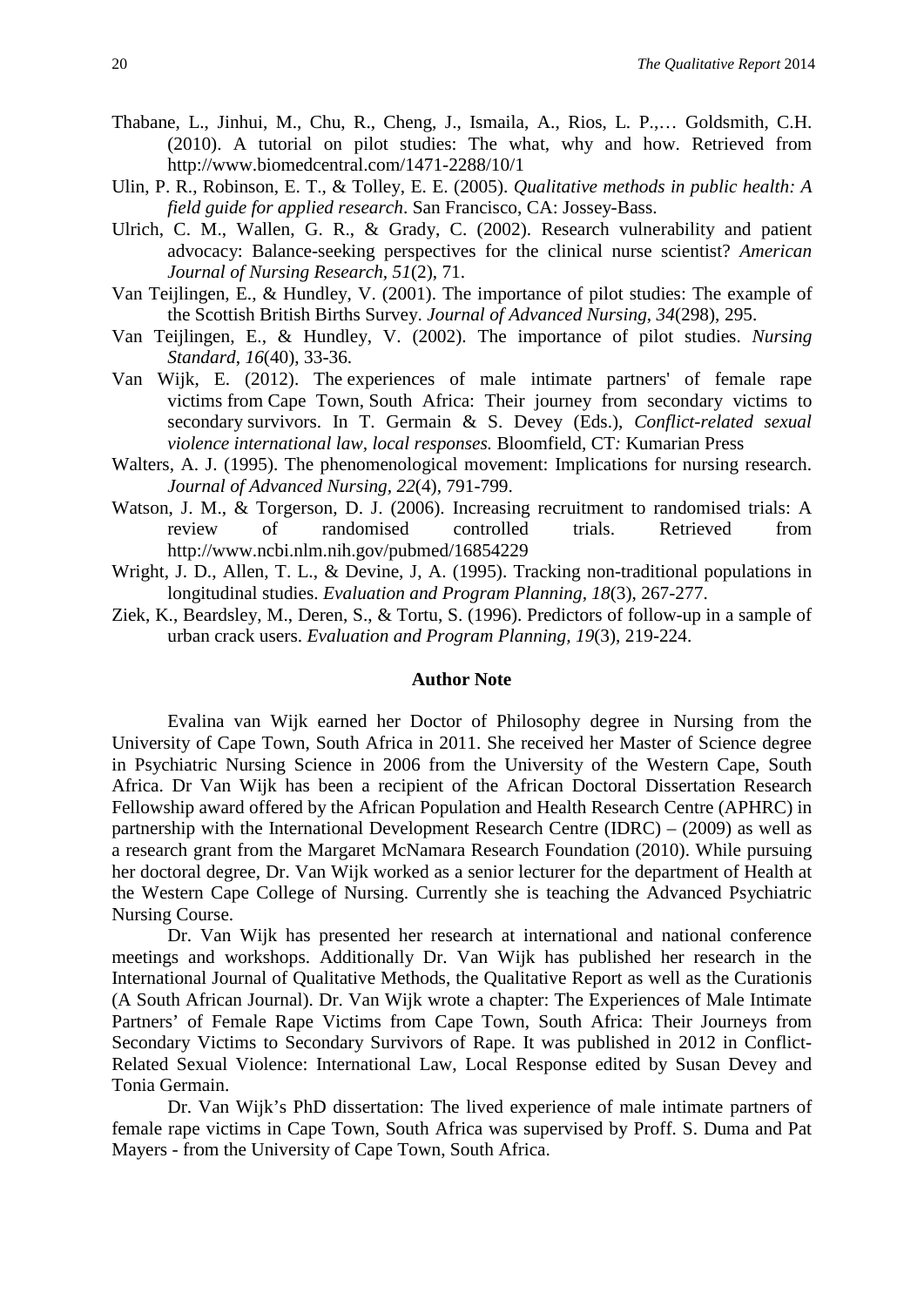Thabane, L., Jinhui, M., Chu, R., Cheng, J., Ismaila, A., Rios, L. P.,… Goldsmith, C.H. (2010). A tutorial on pilot studies: The what, why and how. Retrieved from http://www.biomedcentral.com/1471-2288/10/1

Ulin, P. R., Robinson, E. T., & Tolley, E. E. (2005). *Qualitative methods in public health: A field guide for applied research*. San Francisco, CA: Jossey-Bass.

Ulrich, C. M., Wallen, G. R., & Grady, C. (2002). Research vulnerability and patient advocacy: Balance-seeking perspectives for the clinical nurse scientist? *American Journal of Nursing Research*, *51*(2), 71.

Van Teijlingen, E., & Hundley, V. (2001). The importance of pilot studies: The example of the Scottish British Births Survey. *Journal of Advanced Nursing*, *34*(298), 295.

Van Teijlingen, E., & Hundley, V. (2002). The importance of pilot studies. *Nursing Standard*, *16*(40), 33-36.

Van Wijk, E. (2012). The experiences of male intimate partners' of female rape victims from Cape Town, South Africa: Their journey from secondary victims to secondary survivors. In T. Germain & S. Devey (Eds.), *Conflict-related sexual violence international law, local responses.* Bloomfield, CT: Kumarian Press

Walters, A. J. (1995). The phenomenological movement: Implications for nursing research. *Journal of Advanced Nursing, 22*(4), 791-799.

Watson, J. M., & Torgerson, D. J. (2006). Increasing recruitment to randomised trials: A review of randomised controlled trials. Retrieved from http://www.ncbi.nlm.nih.gov/pubmed/16854229

Wright, J. D., Allen, T. L., & Devine, J, A. (1995). Tracking non-traditional populations in longitudinal studies. *Evaluation and Program Planning, 18*(3), 267-277.

Ziek, K., Beardsley, M., Deren, S., & Tortu, S. (1996). Predictors of follow-up in a sample of urban crack users. *Evaluation and Program Planning, 19*(3), 219-224.

## Author Note

Evalina van Wijk earned her Doctor of Philosophy degree in Nursing from the University of Cape Town, South Africa in 2011. She received her Master of Science degree in Psychiatric Nursing Science in 2006 from the University of the Western Cape, South Africa. Dr Van Wijk has been a recipient of the African Doctoral Dissertation Research Fellowship award offered by the African Population and Health Research Centre (APHRC) in partnership with the International Development Research Centre (IDRC) – (2009) as well as a research grant from the Margaret McNamara Research Foundation (2010). While pursuing her doctoral degree, Dr. Van Wijk worked as a senior lecturer for the department of Health at the Western Cape College of Nursing. Currently she is teaching the Advanced Psychiatric Nursing Course.

Dr. Van Wijk has presented her research at international and national conference meetings and workshops. Additionally Dr. Van Wijk has published her research in the International Journal of Qualitative Methods, the Qualitative Report as well as the Curationis (A South African Journal). Dr. Van Wijk wrote a chapter: The Experiences of Male Intimate Partners' of Female Rape Victims from Cape Town, South Africa: Their Journeys from Secondary Victims to Secondary Survivors of Rape. It was published in 2012 in Conflict-Related Sexual Violence: International Law, Local Response edited by Susan Devey and Tonia Germain.

Dr. Van Wijk's PhD dissertation: The lived experience of male intimate partners of female rape victims in Cape Town, South Africa was supervised by Proff. S. Duma and Pat Mayers - from the University of Cape Town, South Africa.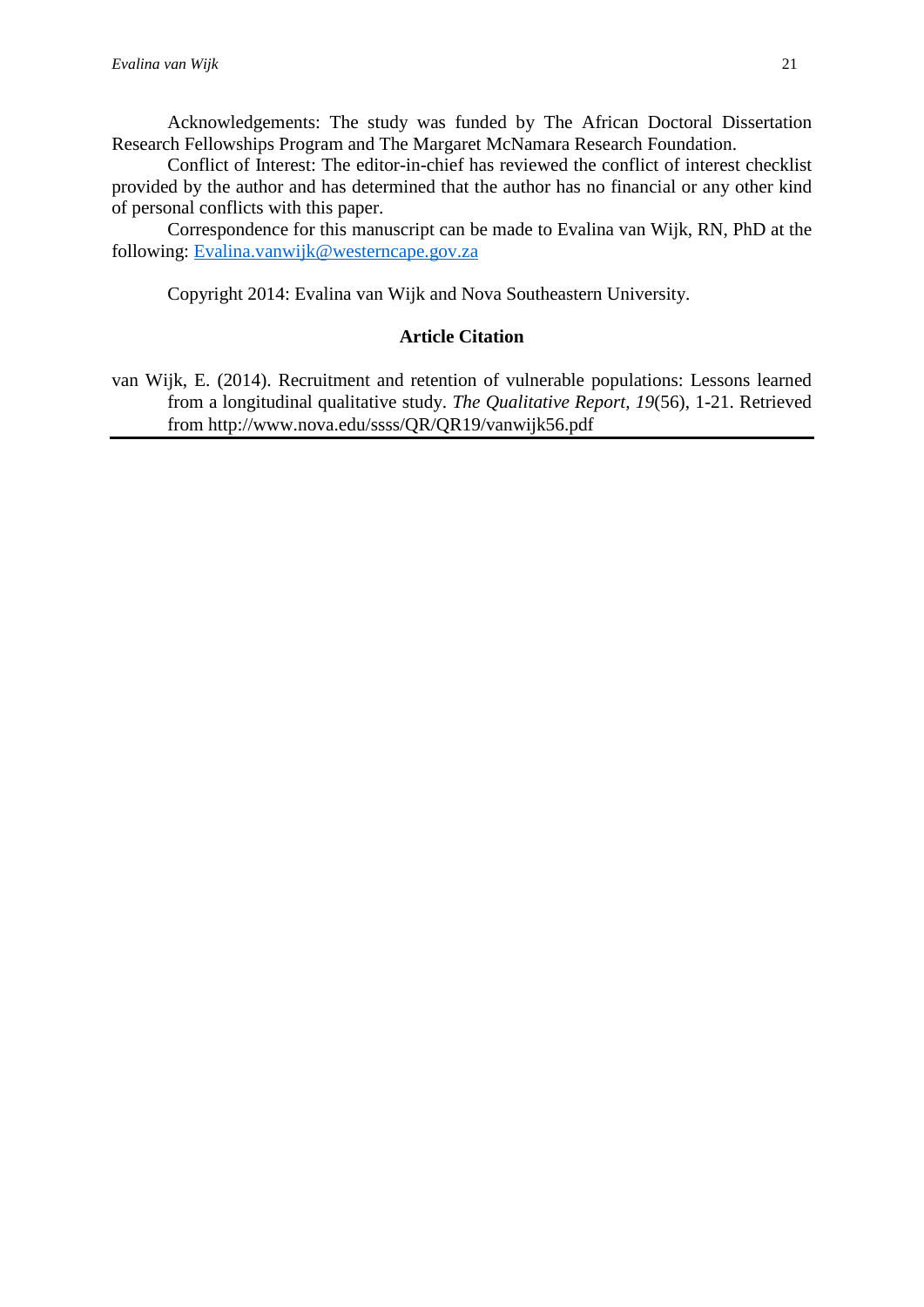Acknowledgements: The study was funded by The African Doctoral Dissertation Research Fellowships Program and The Margaret McNamara Research Foundation.

Conflict of Interest: The editor-in-chief has reviewed the conflict of interest checklist provided by the author and has determined that the author has no financial or any other kind of personal conflicts with this paper.

Correspondence for this manuscript can be made to Evalina van Wijk, RN, PhD at the following: Evalina.vanwijk@westerncape.gov.za

Copyright 2014: Evalina van Wijk and Nova Southeastern University.

## Article Citation

van Wijk, E. (2014). Recruitment and retention of vulnerable populations: Lessons learned from a longitudinal qualitative study. *The Qualitative Report, 19*(56), 1-21. Retrieved from http://www.nova.edu/ssss/QR/QR19/vanwijk56.pdf